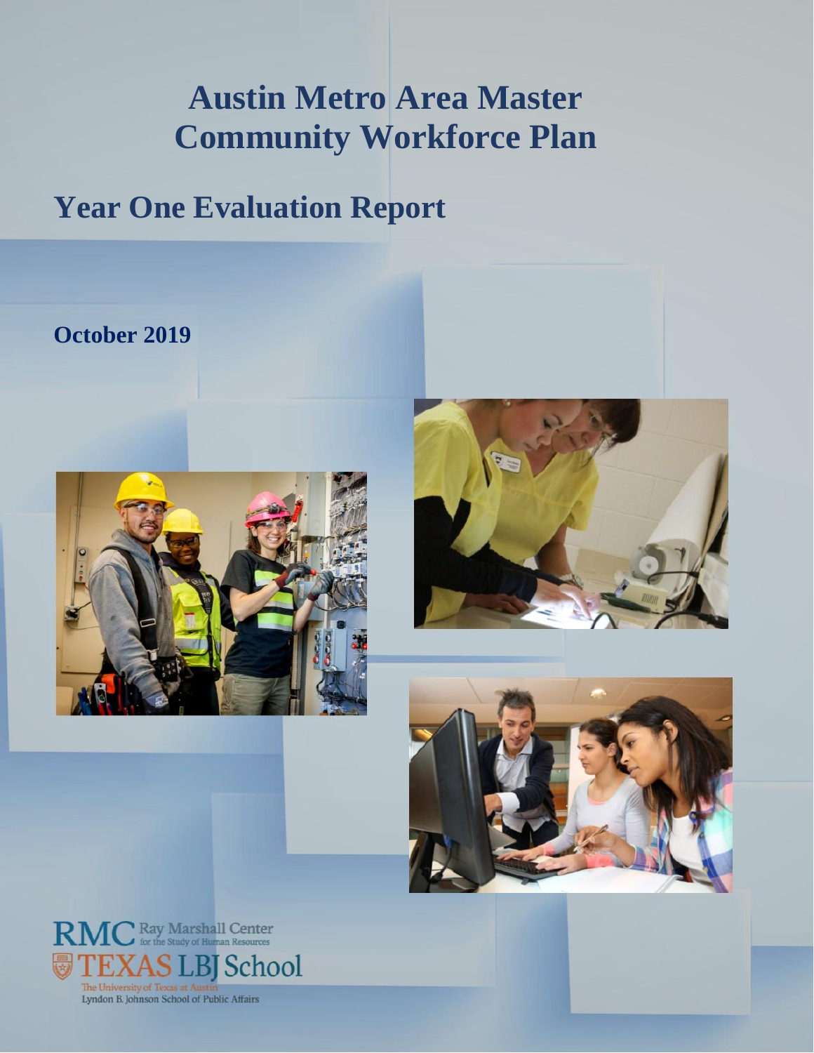# Austin Metro Area Master Community Workforce Plan

## Year One Evaluation Report

**October 2019**

RMC Ray Marshall Center for the Study of Human Resources

TEXAS LBJ School

The University of Texas at Austin

Lyndon B. Johnson School of Public Affairs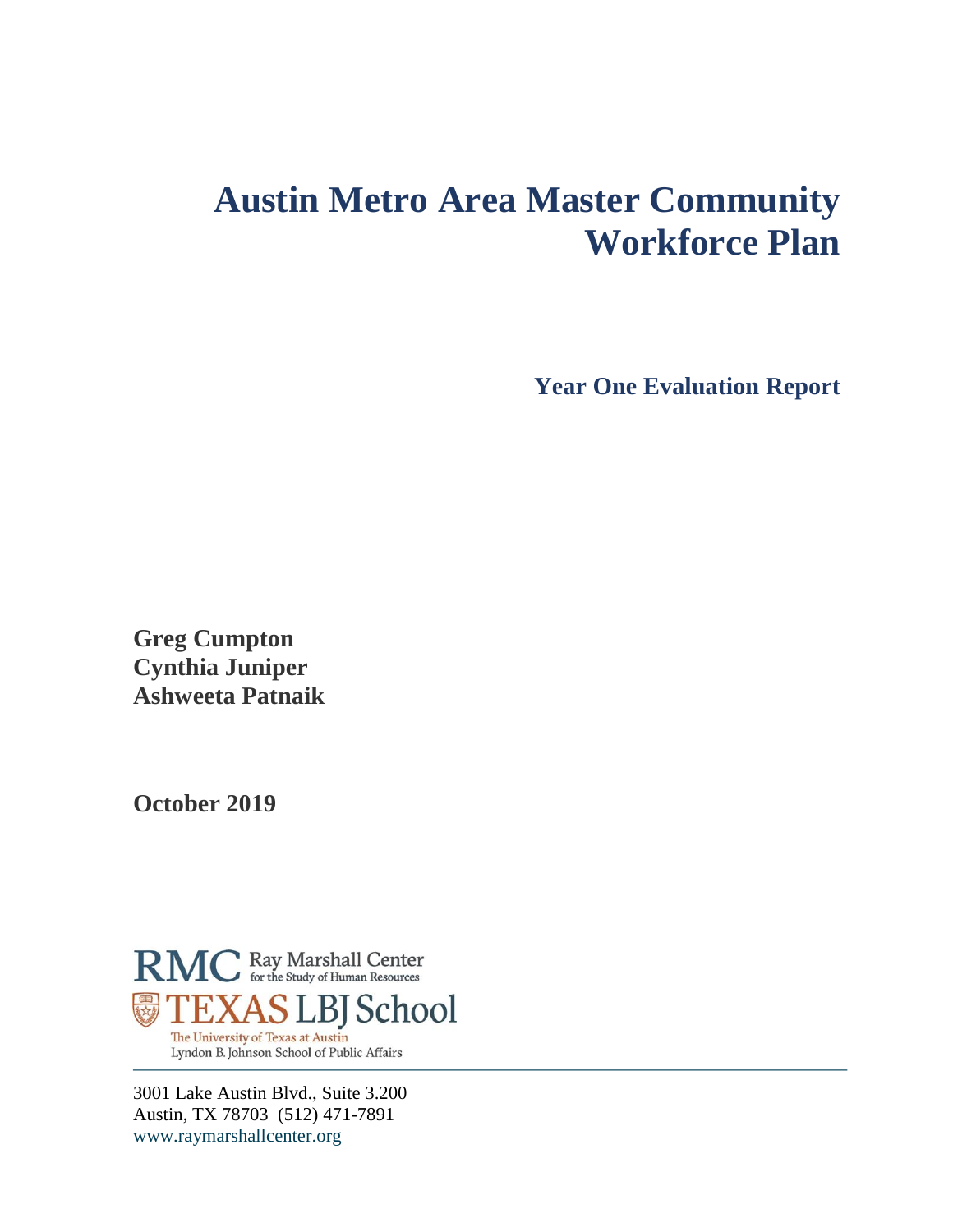# Austin Metro Area Master Community Workforce Plan

## Year One Evaluation Report

**Greg Cumpton**
**Cynthia Juniper**
**Ashweeta Patnaik**

**October 2019**

RMC Ray Marshall Center for the Study of Human Resources
TEXAS LBJ School
The University of Texas at Austin
Lyndon B. Johnson School of Public Affairs

3001 Lake Austin Blvd., Suite 3.200
Austin, TX 78703 (512) 471-7891
www.raymarshallcenter.org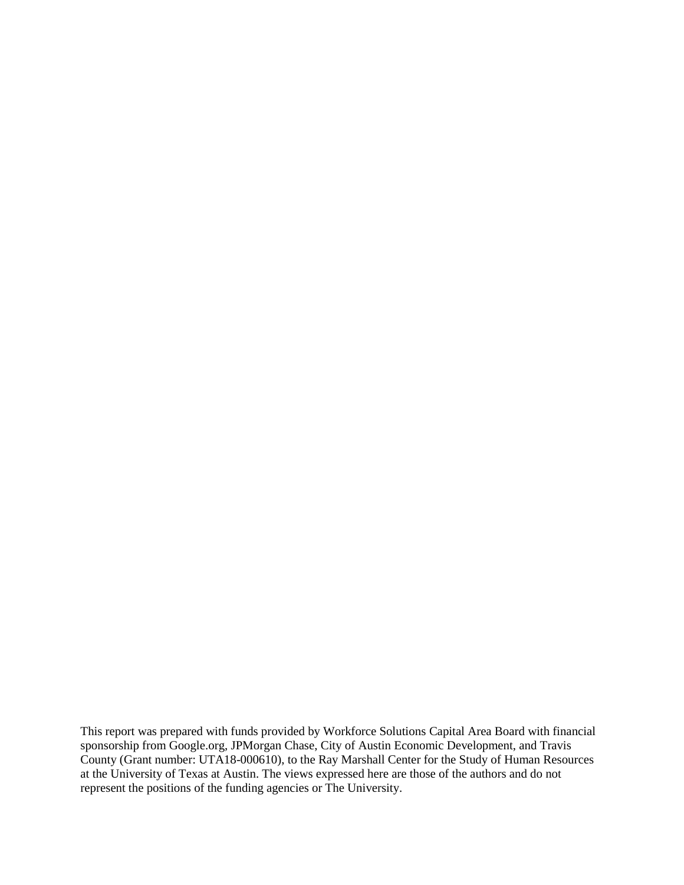This report was prepared with funds provided by Workforce Solutions Capital Area Board with financial sponsorship from Google.org, JPMorgan Chase, City of Austin Economic Development, and Travis County (Grant number: UTA18-000610), to the Ray Marshall Center for the Study of Human Resources at the University of Texas at Austin. The views expressed here are those of the authors and do not represent the positions of the funding agencies or The University.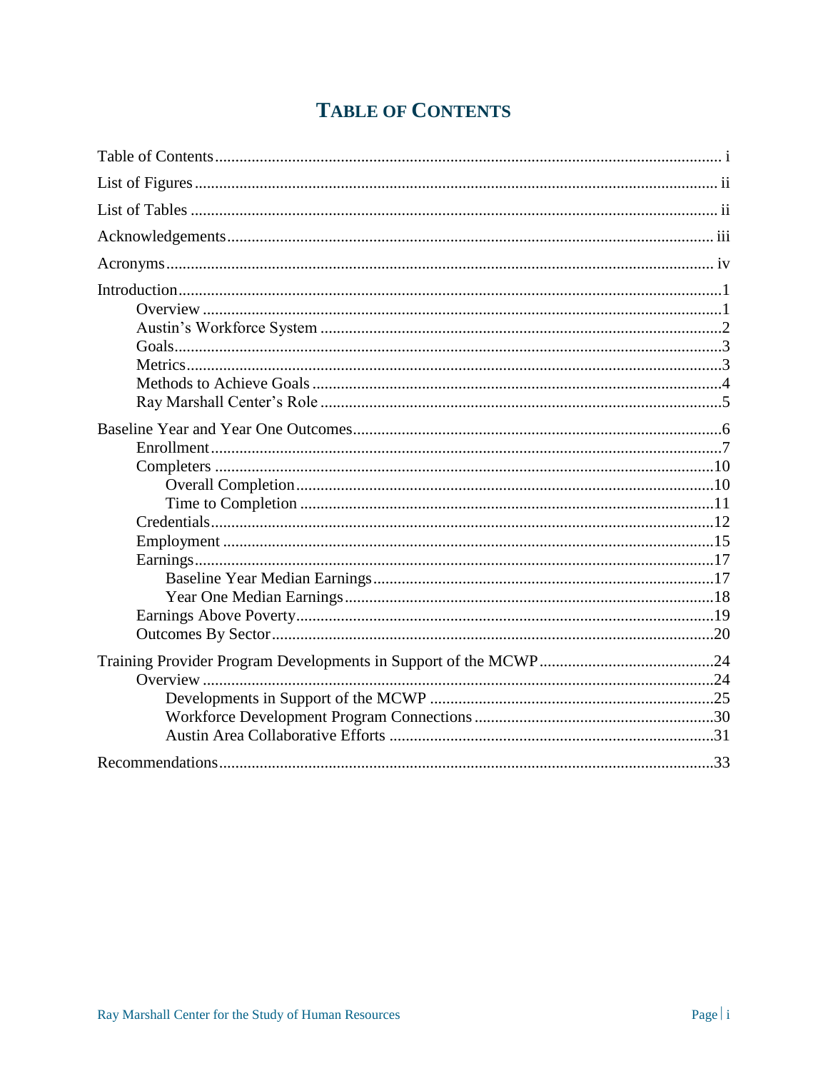# TABLE OF CONTENTS

- Table of Contents ... i
- List of Figures ... ii
- List of Tables ... ii
- Acknowledgements ... iii
- Acronyms ... iv
- Introduction ... 1
  - Overview ... 1
  - Austin's Workforce System ... 2
  - Goals ... 3
  - Metrics ... 3
  - Methods to Achieve Goals ... 4
  - Ray Marshall Center's Role ... 5
- Baseline Year and Year One Outcomes ... 6
  - Enrollment ... 7
  - Completers ... 10
    - Overall Completion ... 10
    - Time to Completion ... 11
  - Credentials ... 12
  - Employment ... 15
  - Earnings ... 17
    - Baseline Year Median Earnings ... 17
    - Year One Median Earnings ... 18
  - Earnings Above Poverty ... 19
  - Outcomes By Sector ... 20
- Training Provider Program Developments in Support of the MCWP ... 24
  - Overview ... 24
    - Developments in Support of the MCWP ... 25
    - Workforce Development Program Connections ... 30
    - Austin Area Collaborative Efforts ... 31
- Recommendations ... 33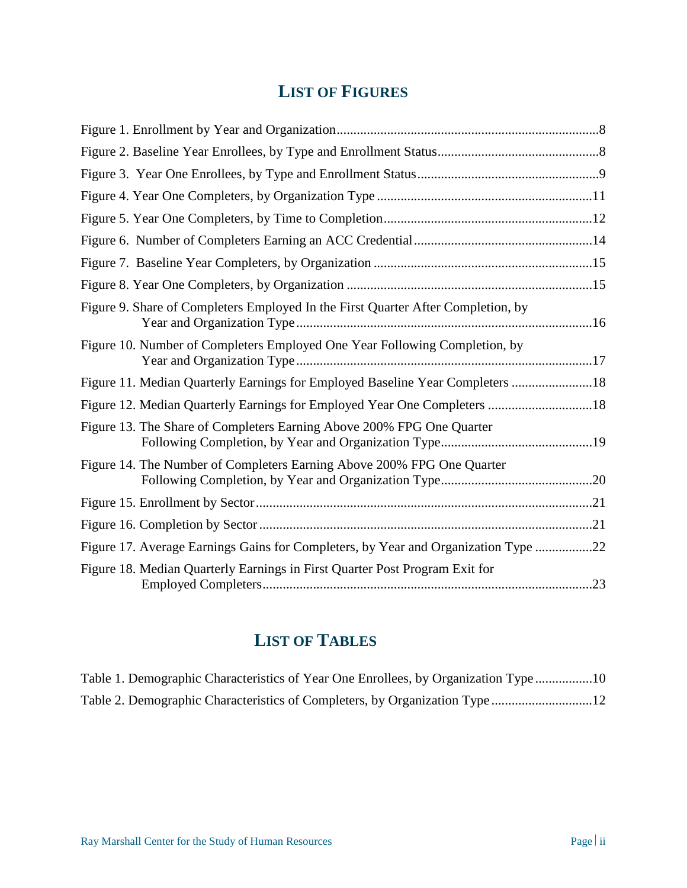## LIST OF FIGURES

Figure 1. Enrollment by Year and Organization.............................................................................8

Figure 2. Baseline Year Enrollees, by Type and Enrollment Status................................................8

Figure 3. Year One Enrollees, by Type and Enrollment Status......................................................9

Figure 4. Year One Completers, by Organization Type ................................................................11

Figure 5. Year One Completers, by Time to Completion..............................................................12

Figure 6. Number of Completers Earning an ACC Credential.....................................................14

Figure 7. Baseline Year Completers, by Organization .................................................................15

Figure 8. Year One Completers, by Organization .........................................................................15

Figure 9. Share of Completers Employed In the First Quarter After Completion, by Year and Organization Type.........................................................................................16

Figure 10. Number of Completers Employed One Year Following Completion, by Year and Organization Type.........................................................................................17

Figure 11. Median Quarterly Earnings for Employed Baseline Year Completers ........................18

Figure 12. Median Quarterly Earnings for Employed Year One Completers ...............................18

Figure 13. The Share of Completers Earning Above 200% FPG One Quarter Following Completion, by Year and Organization Type............................................19

Figure 14. The Number of Completers Earning Above 200% FPG One Quarter Following Completion, by Year and Organization Type............................................20

Figure 15. Enrollment by Sector...................................................................................................21

Figure 16. Completion by Sector ..................................................................................................21

Figure 17. Average Earnings Gains for Completers, by Year and Organization Type .................22

Figure 18. Median Quarterly Earnings in First Quarter Post Program Exit for Employed Completers.................................................................................................23

## LIST OF TABLES

Table 1. Demographic Characteristics of Year One Enrollees, by Organization Type .................10

Table 2. Demographic Characteristics of Completers, by Organization Type .............................12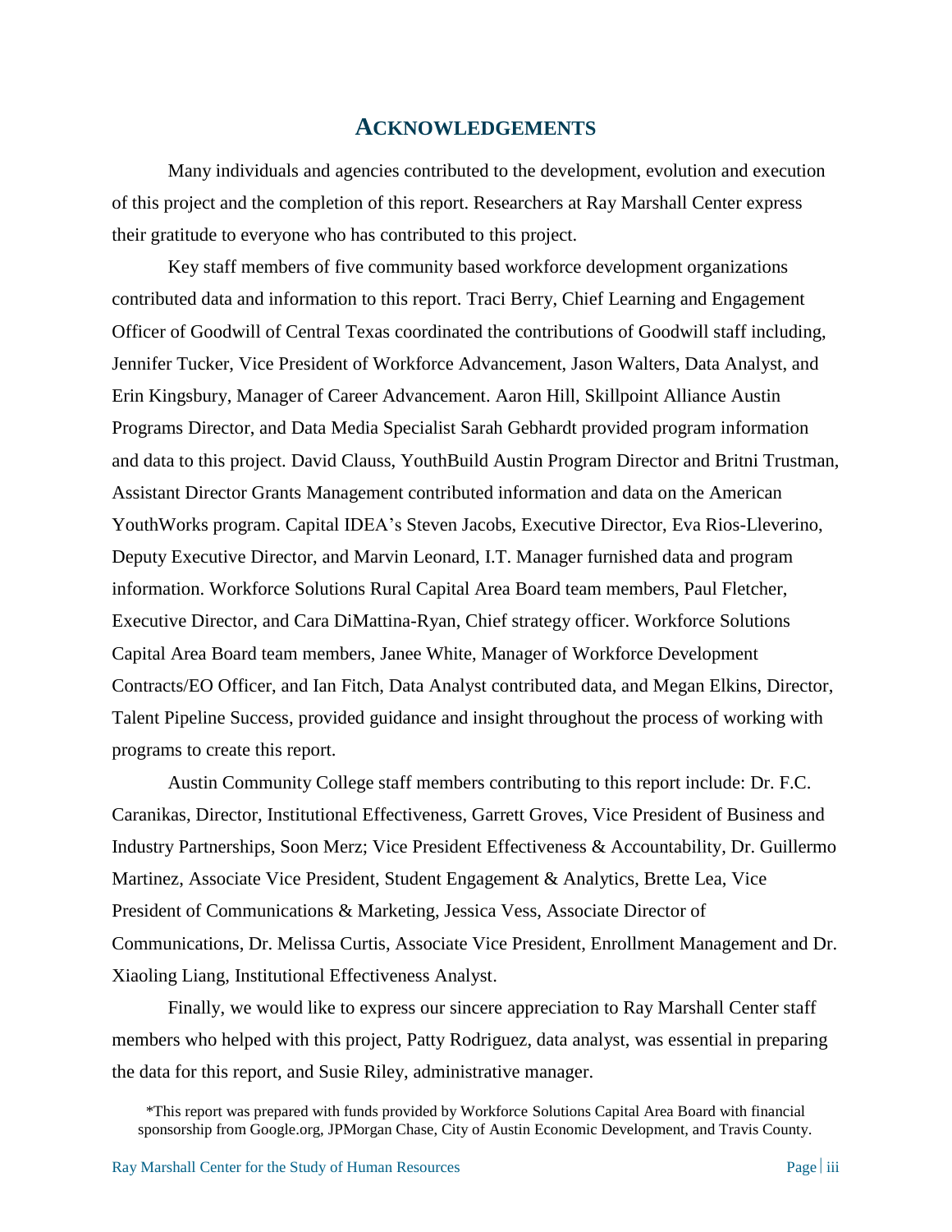# ACKNOWLEDGEMENTS

Many individuals and agencies contributed to the development, evolution and execution of this project and the completion of this report. Researchers at Ray Marshall Center express their gratitude to everyone who has contributed to this project.

Key staff members of five community based workforce development organizations contributed data and information to this report. Traci Berry, Chief Learning and Engagement Officer of Goodwill of Central Texas coordinated the contributions of Goodwill staff including, Jennifer Tucker, Vice President of Workforce Advancement, Jason Walters, Data Analyst, and Erin Kingsbury, Manager of Career Advancement. Aaron Hill, Skillpoint Alliance Austin Programs Director, and Data Media Specialist Sarah Gebhardt provided program information and data to this project. David Clauss, YouthBuild Austin Program Director and Britni Trustman, Assistant Director Grants Management contributed information and data on the American YouthWorks program. Capital IDEA's Steven Jacobs, Executive Director, Eva Rios-Lleverino, Deputy Executive Director, and Marvin Leonard, I.T. Manager furnished data and program information. Workforce Solutions Rural Capital Area Board team members, Paul Fletcher, Executive Director, and Cara DiMattina-Ryan, Chief strategy officer. Workforce Solutions Capital Area Board team members, Janee White, Manager of Workforce Development Contracts/EO Officer, and Ian Fitch, Data Analyst contributed data, and Megan Elkins, Director, Talent Pipeline Success, provided guidance and insight throughout the process of working with programs to create this report.

Austin Community College staff members contributing to this report include: Dr. F.C. Caranikas, Director, Institutional Effectiveness, Garrett Groves, Vice President of Business and Industry Partnerships, Soon Merz; Vice President Effectiveness & Accountability, Dr. Guillermo Martinez, Associate Vice President, Student Engagement & Analytics, Brette Lea, Vice President of Communications & Marketing, Jessica Vess, Associate Director of Communications, Dr. Melissa Curtis, Associate Vice President, Enrollment Management and Dr. Xiaoling Liang, Institutional Effectiveness Analyst.

Finally, we would like to express our sincere appreciation to Ray Marshall Center staff members who helped with this project, Patty Rodriguez, data analyst, was essential in preparing the data for this report, and Susie Riley, administrative manager.

*This report was prepared with funds provided by Workforce Solutions Capital Area Board with financial sponsorship from Google.org, JPMorgan Chase, City of Austin Economic Development, and Travis County.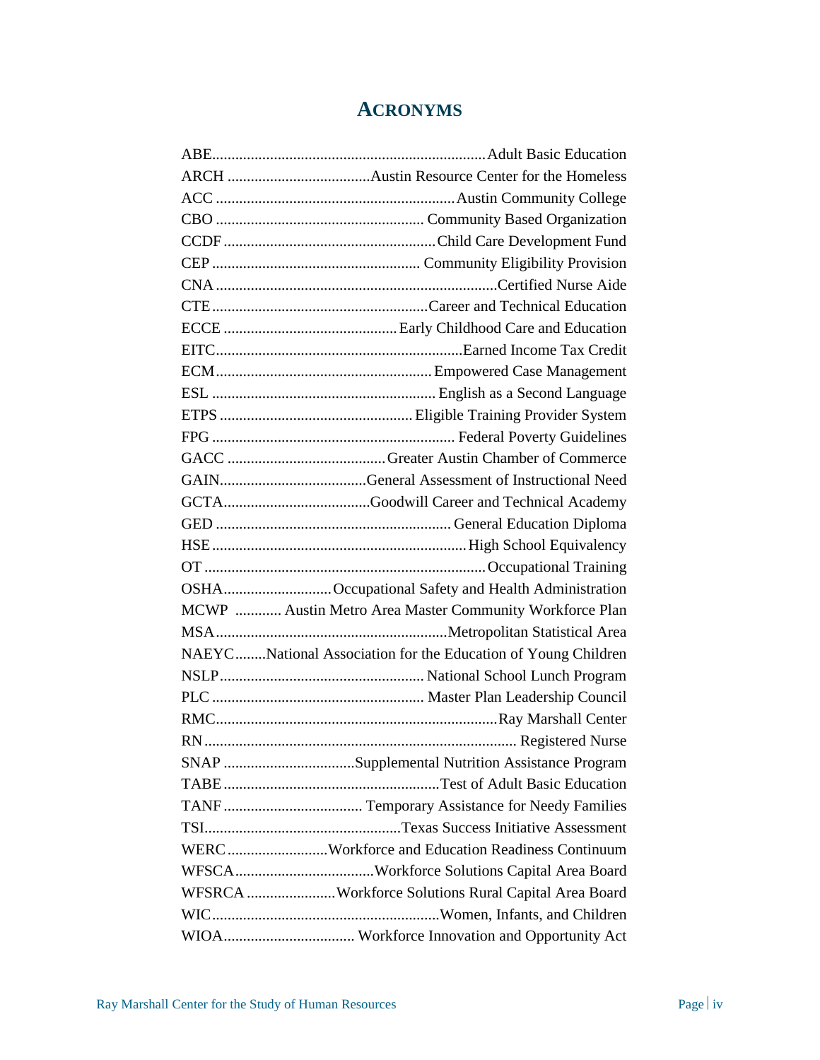# ACRONYMS

| | |
|---|---|
| ABE | Adult Basic Education |
| ARCH | Austin Resource Center for the Homeless |
| ACC | Austin Community College |
| CBO | Community Based Organization |
| CCDF | Child Care Development Fund |
| CEP | Community Eligibility Provision |
| CNA | Certified Nurse Aide |
| CTE | Career and Technical Education |
| ECCE | Early Childhood Care and Education |
| EITC | Earned Income Tax Credit |
| ECM | Empowered Case Management |
| ESL | English as a Second Language |
| ETPS | Eligible Training Provider System |
| FPG | Federal Poverty Guidelines |
| GACC | Greater Austin Chamber of Commerce |
| GAIN | General Assessment of Instructional Need |
| GCTA | Goodwill Career and Technical Academy |
| GED | General Education Diploma |
| HSE | High School Equivalency |
| OT | Occupational Training |
| OSHA | Occupational Safety and Health Administration |
| MCWP | Austin Metro Area Master Community Workforce Plan |
| MSA | Metropolitan Statistical Area |
| NAEYC | National Association for the Education of Young Children |
| NSLP | National School Lunch Program |
| PLC | Master Plan Leadership Council |
| RMC | Ray Marshall Center |
| RN | Registered Nurse |
| SNAP | Supplemental Nutrition Assistance Program |
| TABE | Test of Adult Basic Education |
| TANF | Temporary Assistance for Needy Families |
| TSI | Texas Success Initiative Assessment |
| WERC | Workforce and Education Readiness Continuum |
| WFSCA | Workforce Solutions Capital Area Board |
| WFSRCA | Workforce Solutions Rural Capital Area Board |
| WIC | Women, Infants, and Children |
| WIOA | Workforce Innovation and Opportunity Act |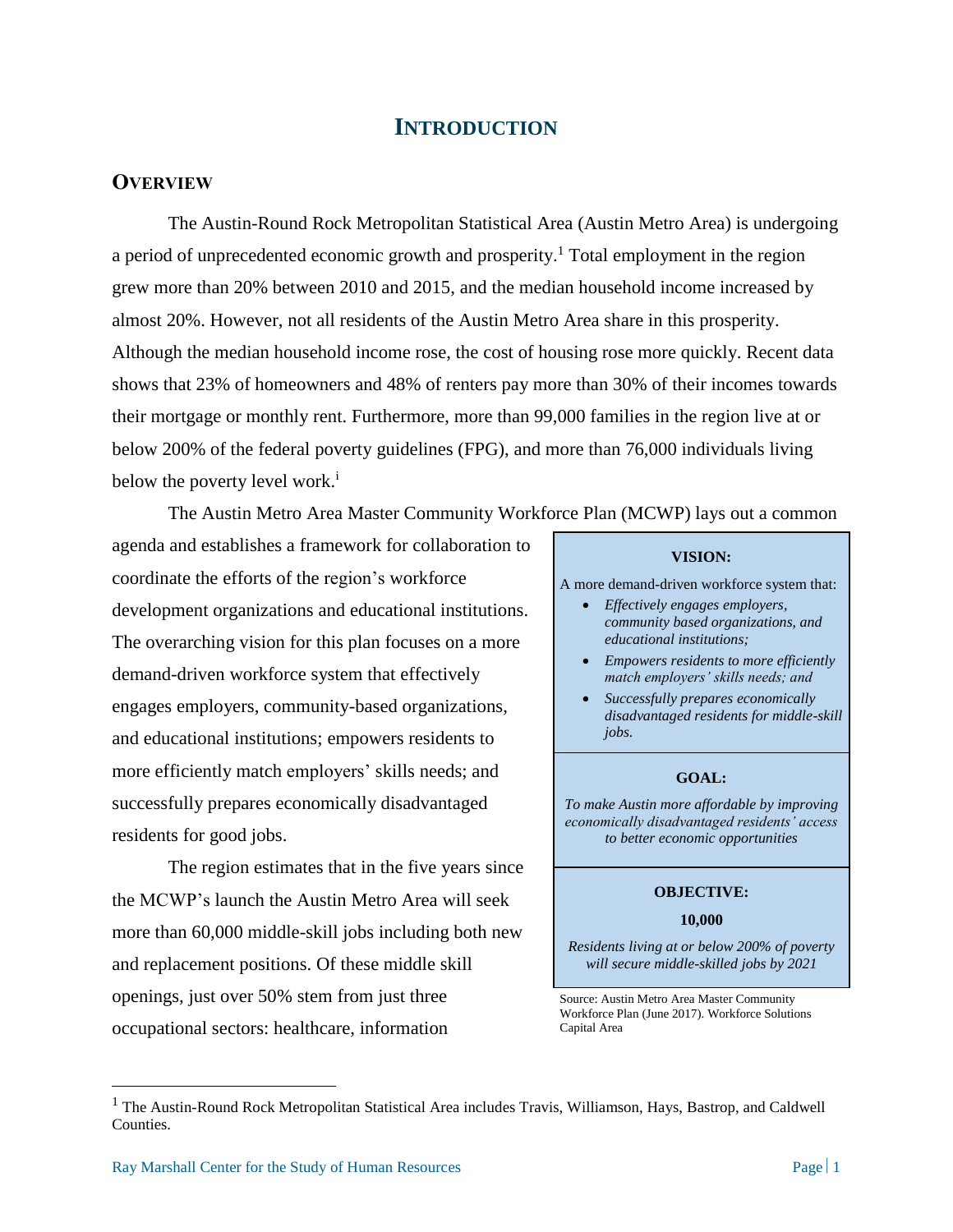# INTRODUCTION

## OVERVIEW

The Austin-Round Rock Metropolitan Statistical Area (Austin Metro Area) is undergoing a period of unprecedented economic growth and prosperity.[1] Total employment in the region grew more than 20% between 2010 and 2015, and the median household income increased by almost 20%. However, not all residents of the Austin Metro Area share in this prosperity. Although the median household income rose, the cost of housing rose more quickly. Recent data shows that 23% of homeowners and 48% of renters pay more than 30% of their incomes towards their mortgage or monthly rent. Furthermore, more than 99,000 families in the region live at or below 200% of the federal poverty guidelines (FPG), and more than 76,000 individuals living below the poverty level work.[i]

The Austin Metro Area Master Community Workforce Plan (MCWP) lays out a common agenda and establishes a framework for collaboration to coordinate the efforts of the region's workforce development organizations and educational institutions. The overarching vision for this plan focuses on a more demand-driven workforce system that effectively engages employers, community-based organizations, and educational institutions; empowers residents to more efficiently match employers' skills needs; and successfully prepares economically disadvantaged residents for good jobs.

> **VISION:**
>
> A more demand-driven workforce system that:
>
> - *Effectively engages employers, community based organizations, and educational institutions;*
> - *Empowers residents to more efficiently match employers' skills needs; and*
> - *Successfully prepares economically disadvantaged residents for middle-skill jobs.*
>
> **GOAL:**
>
> *To make Austin more affordable by improving economically disadvantaged residents' access to better economic opportunities*
>
> **OBJECTIVE:**
>
> **10,000**
>
> *Residents living at or below 200% of poverty will secure middle-skilled jobs by 2021*

Source: Austin Metro Area Master Community Workforce Plan (June 2017). Workforce Solutions Capital Area

The region estimates that in the five years since the MCWP's launch the Austin Metro Area will seek more than 60,000 middle-skill jobs including both new and replacement positions. Of these middle skill openings, just over 50% stem from just three occupational sectors: healthcare, information

[1] The Austin-Round Rock Metropolitan Statistical Area includes Travis, Williamson, Hays, Bastrop, and Caldwell Counties.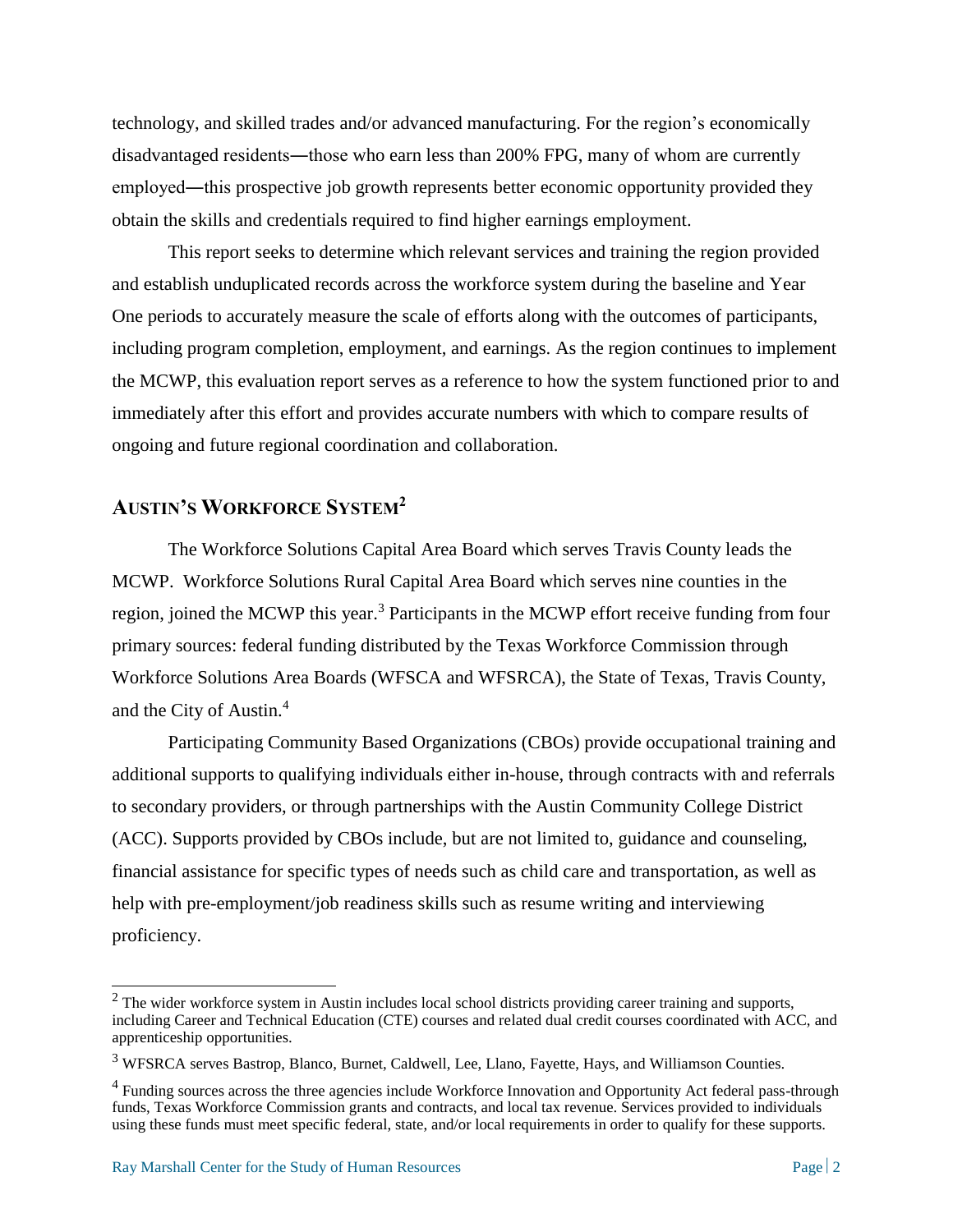technology, and skilled trades and/or advanced manufacturing. For the region's economically disadvantaged residents—those who earn less than 200% FPG, many of whom are currently employed—this prospective job growth represents better economic opportunity provided they obtain the skills and credentials required to find higher earnings employment.

This report seeks to determine which relevant services and training the region provided and establish unduplicated records across the workforce system during the baseline and Year One periods to accurately measure the scale of efforts along with the outcomes of participants, including program completion, employment, and earnings. As the region continues to implement the MCWP, this evaluation report serves as a reference to how the system functioned prior to and immediately after this effort and provides accurate numbers with which to compare results of ongoing and future regional coordination and collaboration.

## Austin's Workforce System[2]

The Workforce Solutions Capital Area Board which serves Travis County leads the MCWP. Workforce Solutions Rural Capital Area Board which serves nine counties in the region, joined the MCWP this year.[3] Participants in the MCWP effort receive funding from four primary sources: federal funding distributed by the Texas Workforce Commission through Workforce Solutions Area Boards (WFSCA and WFSRCA), the State of Texas, Travis County, and the City of Austin.[4]

Participating Community Based Organizations (CBOs) provide occupational training and additional supports to qualifying individuals either in-house, through contracts with and referrals to secondary providers, or through partnerships with the Austin Community College District (ACC). Supports provided by CBOs include, but are not limited to, guidance and counseling, financial assistance for specific types of needs such as child care and transportation, as well as help with pre-employment/job readiness skills such as resume writing and interviewing proficiency.

---

[2] The wider workforce system in Austin includes local school districts providing career training and supports, including Career and Technical Education (CTE) courses and related dual credit courses coordinated with ACC, and apprenticeship opportunities.

[3] WFSRCA serves Bastrop, Blanco, Burnet, Caldwell, Lee, Llano, Fayette, Hays, and Williamson Counties.

[4] Funding sources across the three agencies include Workforce Innovation and Opportunity Act federal pass-through funds, Texas Workforce Commission grants and contracts, and local tax revenue. Services provided to individuals using these funds must meet specific federal, state, and/or local requirements in order to qualify for these supports.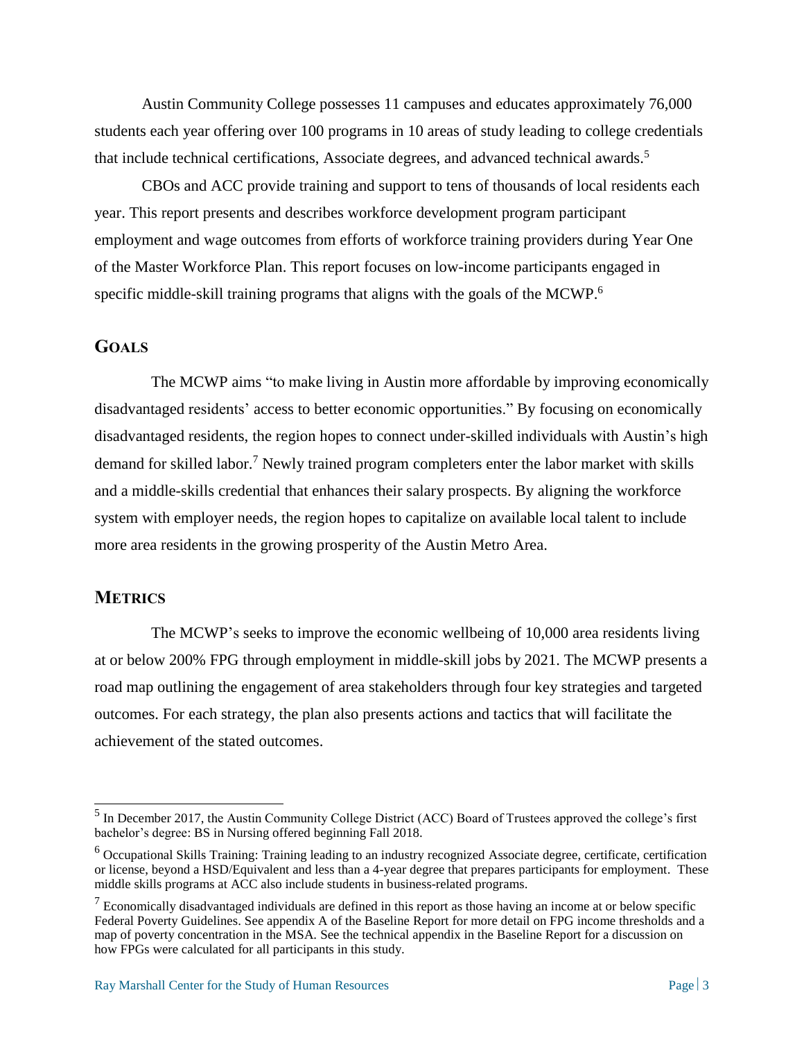Austin Community College possesses 11 campuses and educates approximately 76,000 students each year offering over 100 programs in 10 areas of study leading to college credentials that include technical certifications, Associate degrees, and advanced technical awards.[5]

CBOs and ACC provide training and support to tens of thousands of local residents each year. This report presents and describes workforce development program participant employment and wage outcomes from efforts of workforce training providers during Year One of the Master Workforce Plan. This report focuses on low-income participants engaged in specific middle-skill training programs that aligns with the goals of the MCWP.[6]

## GOALS

The MCWP aims "to make living in Austin more affordable by improving economically disadvantaged residents' access to better economic opportunities." By focusing on economically disadvantaged residents, the region hopes to connect under-skilled individuals with Austin's high demand for skilled labor.[7] Newly trained program completers enter the labor market with skills and a middle-skills credential that enhances their salary prospects. By aligning the workforce system with employer needs, the region hopes to capitalize on available local talent to include more area residents in the growing prosperity of the Austin Metro Area.

## METRICS

The MCWP's seeks to improve the economic wellbeing of 10,000 area residents living at or below 200% FPG through employment in middle-skill jobs by 2021. The MCWP presents a road map outlining the engagement of area stakeholders through four key strategies and targeted outcomes. For each strategy, the plan also presents actions and tactics that will facilitate the achievement of the stated outcomes.

---

[5] In December 2017, the Austin Community College District (ACC) Board of Trustees approved the college's first bachelor's degree: BS in Nursing offered beginning Fall 2018.

[6] Occupational Skills Training: Training leading to an industry recognized Associate degree, certificate, certification or license, beyond a HSD/Equivalent and less than a 4-year degree that prepares participants for employment. These middle skills programs at ACC also include students in business-related programs.

[7] Economically disadvantaged individuals are defined in this report as those having an income at or below specific Federal Poverty Guidelines. See appendix A of the Baseline Report for more detail on FPG income thresholds and a map of poverty concentration in the MSA. See the technical appendix in the Baseline Report for a discussion on how FPGs were calculated for all participants in this study.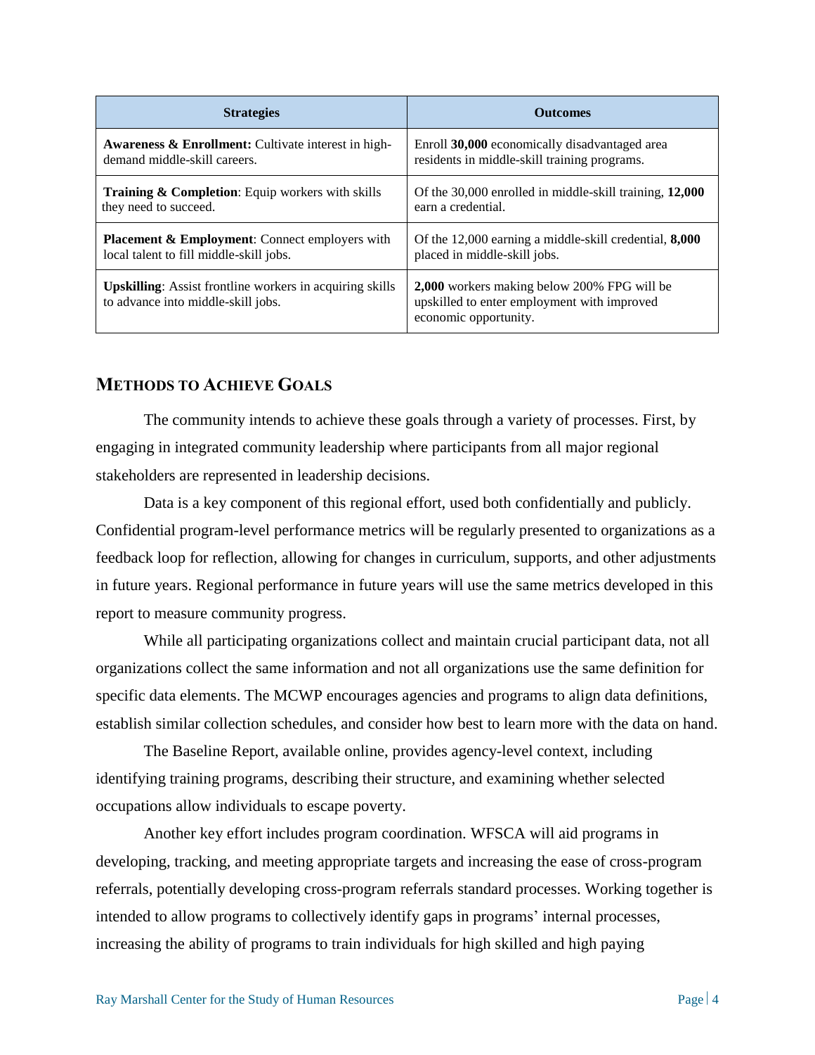| Strategies | Outcomes |
| --- | --- |
| **Awareness & Enrollment:** Cultivate interest in high-demand middle-skill careers. | Enroll **30,000** economically disadvantaged area residents in middle-skill training programs. |
| **Training & Completion**: Equip workers with skills they need to succeed. | Of the 30,000 enrolled in middle-skill training, **12,000** earn a credential. |
| **Placement & Employment**: Connect employers with local talent to fill middle-skill jobs. | Of the 12,000 earning a middle-skill credential, **8,000** placed in middle-skill jobs. |
| **Upskilling**: Assist frontline workers in acquiring skills to advance into middle-skill jobs. | **2,000** workers making below 200% FPG will be upskilled to enter employment with improved economic opportunity. |

## Methods to Achieve Goals

The community intends to achieve these goals through a variety of processes. First, by engaging in integrated community leadership where participants from all major regional stakeholders are represented in leadership decisions.

Data is a key component of this regional effort, used both confidentially and publicly. Confidential program-level performance metrics will be regularly presented to organizations as a feedback loop for reflection, allowing for changes in curriculum, supports, and other adjustments in future years. Regional performance in future years will use the same metrics developed in this report to measure community progress.

While all participating organizations collect and maintain crucial participant data, not all organizations collect the same information and not all organizations use the same definition for specific data elements. The MCWP encourages agencies and programs to align data definitions, establish similar collection schedules, and consider how best to learn more with the data on hand.

The Baseline Report, available online, provides agency-level context, including identifying training programs, describing their structure, and examining whether selected occupations allow individuals to escape poverty.

Another key effort includes program coordination. WFSCA will aid programs in developing, tracking, and meeting appropriate targets and increasing the ease of cross-program referrals, potentially developing cross-program referrals standard processes. Working together is intended to allow programs to collectively identify gaps in programs' internal processes, increasing the ability of programs to train individuals for high skilled and high paying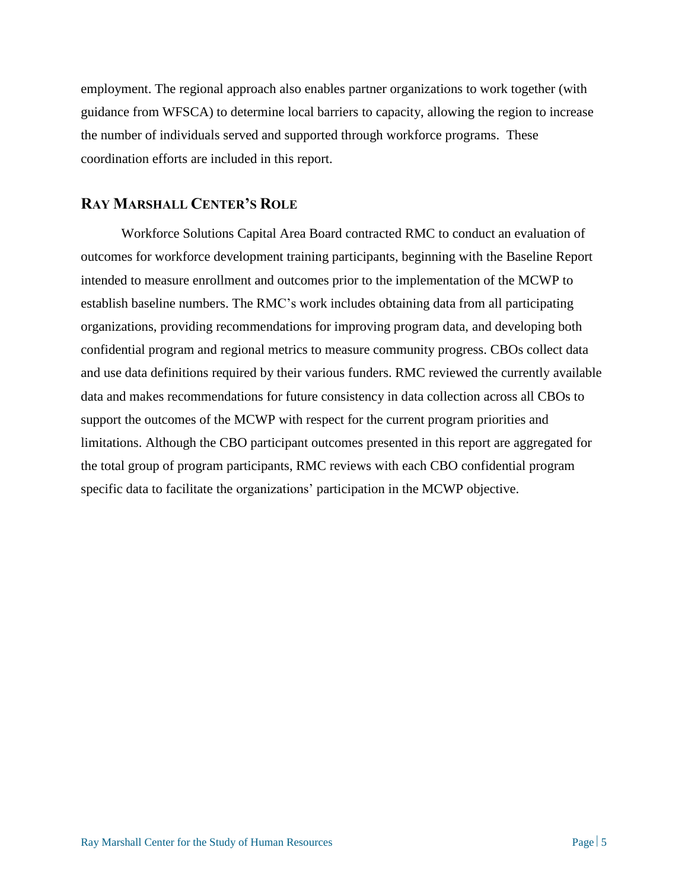employment. The regional approach also enables partner organizations to work together (with guidance from WFSCA) to determine local barriers to capacity, allowing the region to increase the number of individuals served and supported through workforce programs. These coordination efforts are included in this report.

## Ray Marshall Center's Role

Workforce Solutions Capital Area Board contracted RMC to conduct an evaluation of outcomes for workforce development training participants, beginning with the Baseline Report intended to measure enrollment and outcomes prior to the implementation of the MCWP to establish baseline numbers. The RMC's work includes obtaining data from all participating organizations, providing recommendations for improving program data, and developing both confidential program and regional metrics to measure community progress. CBOs collect data and use data definitions required by their various funders. RMC reviewed the currently available data and makes recommendations for future consistency in data collection across all CBOs to support the outcomes of the MCWP with respect for the current program priorities and limitations. Although the CBO participant outcomes presented in this report are aggregated for the total group of program participants, RMC reviews with each CBO confidential program specific data to facilitate the organizations' participation in the MCWP objective.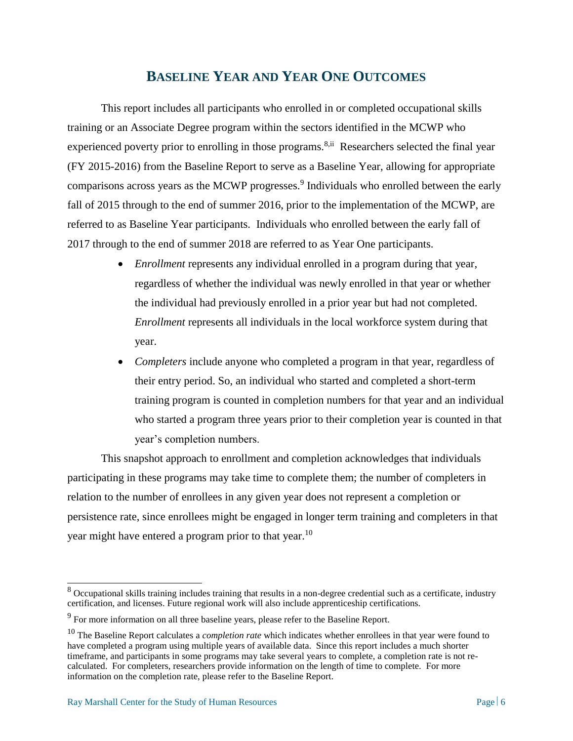## Baseline Year and Year One Outcomes

This report includes all participants who enrolled in or completed occupational skills training or an Associate Degree program within the sectors identified in the MCWP who experienced poverty prior to enrolling in those programs.[8,ii] Researchers selected the final year (FY 2015-2016) from the Baseline Report to serve as a Baseline Year, allowing for appropriate comparisons across years as the MCWP progresses.[9] Individuals who enrolled between the early fall of 2015 through to the end of summer 2016, prior to the implementation of the MCWP, are referred to as Baseline Year participants. Individuals who enrolled between the early fall of 2017 through to the end of summer 2018 are referred to as Year One participants.

- *Enrollment* represents any individual enrolled in a program during that year, regardless of whether the individual was newly enrolled in that year or whether the individual had previously enrolled in a prior year but had not completed. *Enrollment* represents all individuals in the local workforce system during that year.
- *Completers* include anyone who completed a program in that year, regardless of their entry period. So, an individual who started and completed a short-term training program is counted in completion numbers for that year and an individual who started a program three years prior to their completion year is counted in that year's completion numbers.

This snapshot approach to enrollment and completion acknowledges that individuals participating in these programs may take time to complete them; the number of completers in relation to the number of enrollees in any given year does not represent a completion or persistence rate, since enrollees might be engaged in longer term training and completers in that year might have entered a program prior to that year.[10]

---

[8] Occupational skills training includes training that results in a non-degree credential such as a certificate, industry certification, and licenses. Future regional work will also include apprenticeship certifications.

[9] For more information on all three baseline years, please refer to the Baseline Report.

[10] The Baseline Report calculates a *completion rate* which indicates whether enrollees in that year were found to have completed a program using multiple years of available data. Since this report includes a much shorter timeframe, and participants in some programs may take several years to complete, a completion rate is not re-calculated. For completers, researchers provide information on the length of time to complete. For more information on the completion rate, please refer to the Baseline Report.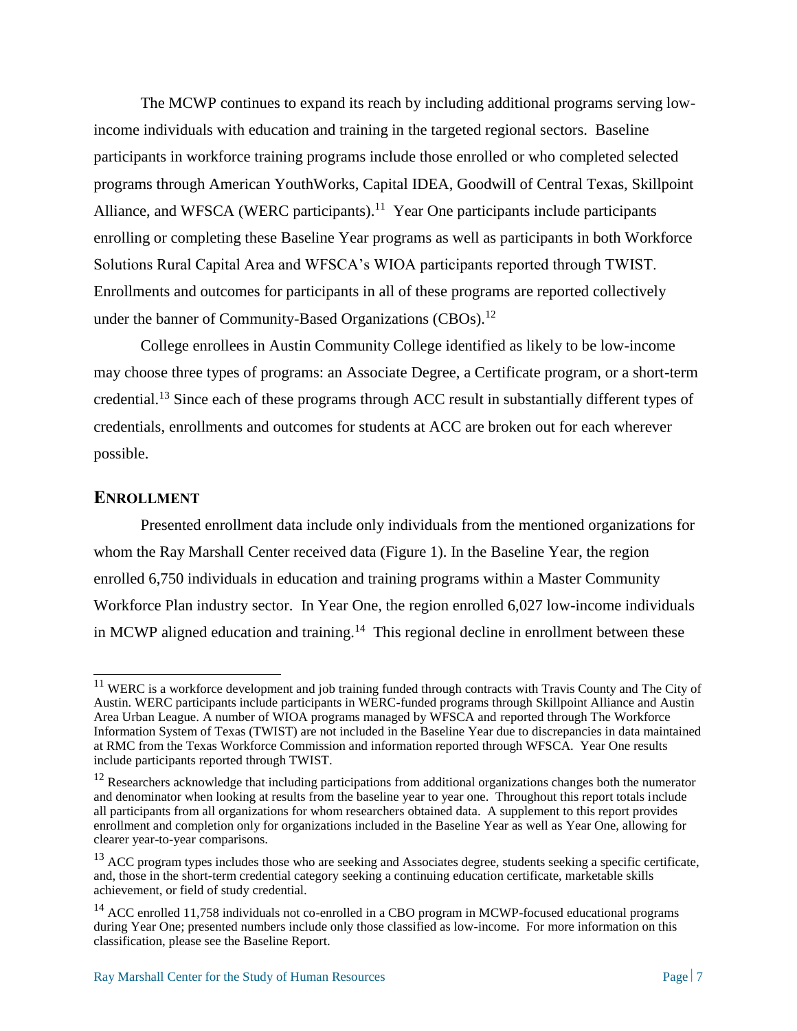The MCWP continues to expand its reach by including additional programs serving low-income individuals with education and training in the targeted regional sectors. Baseline participants in workforce training programs include those enrolled or who completed selected programs through American YouthWorks, Capital IDEA, Goodwill of Central Texas, Skillpoint Alliance, and WFSCA (WERC participants).[11] Year One participants include participants enrolling or completing these Baseline Year programs as well as participants in both Workforce Solutions Rural Capital Area and WFSCA's WIOA participants reported through TWIST. Enrollments and outcomes for participants in all of these programs are reported collectively under the banner of Community-Based Organizations (CBOs).[12]

College enrollees in Austin Community College identified as likely to be low-income may choose three types of programs: an Associate Degree, a Certificate program, or a short-term credential.[13] Since each of these programs through ACC result in substantially different types of credentials, enrollments and outcomes for students at ACC are broken out for each wherever possible.

## ENROLLMENT

Presented enrollment data include only individuals from the mentioned organizations for whom the Ray Marshall Center received data (Figure 1). In the Baseline Year, the region enrolled 6,750 individuals in education and training programs within a Master Community Workforce Plan industry sector. In Year One, the region enrolled 6,027 low-income individuals in MCWP aligned education and training.[14] This regional decline in enrollment between these

---

[11] WERC is a workforce development and job training funded through contracts with Travis County and The City of Austin. WERC participants include participants in WERC-funded programs through Skillpoint Alliance and Austin Area Urban League. A number of WIOA programs managed by WFSCA and reported through The Workforce Information System of Texas (TWIST) are not included in the Baseline Year due to discrepancies in data maintained at RMC from the Texas Workforce Commission and information reported through WFSCA. Year One results include participants reported through TWIST.

[12] Researchers acknowledge that including participations from additional organizations changes both the numerator and denominator when looking at results from the baseline year to year one. Throughout this report totals include all participants from all organizations for whom researchers obtained data. A supplement to this report provides enrollment and completion only for organizations included in the Baseline Year as well as Year One, allowing for clearer year-to-year comparisons.

[13] ACC program types includes those who are seeking and Associates degree, students seeking a specific certificate, and, those in the short-term credential category seeking a continuing education certificate, marketable skills achievement, or field of study credential.

[14] ACC enrolled 11,758 individuals not co-enrolled in a CBO program in MCWP-focused educational programs during Year One; presented numbers include only those classified as low-income. For more information on this classification, please see the Baseline Report.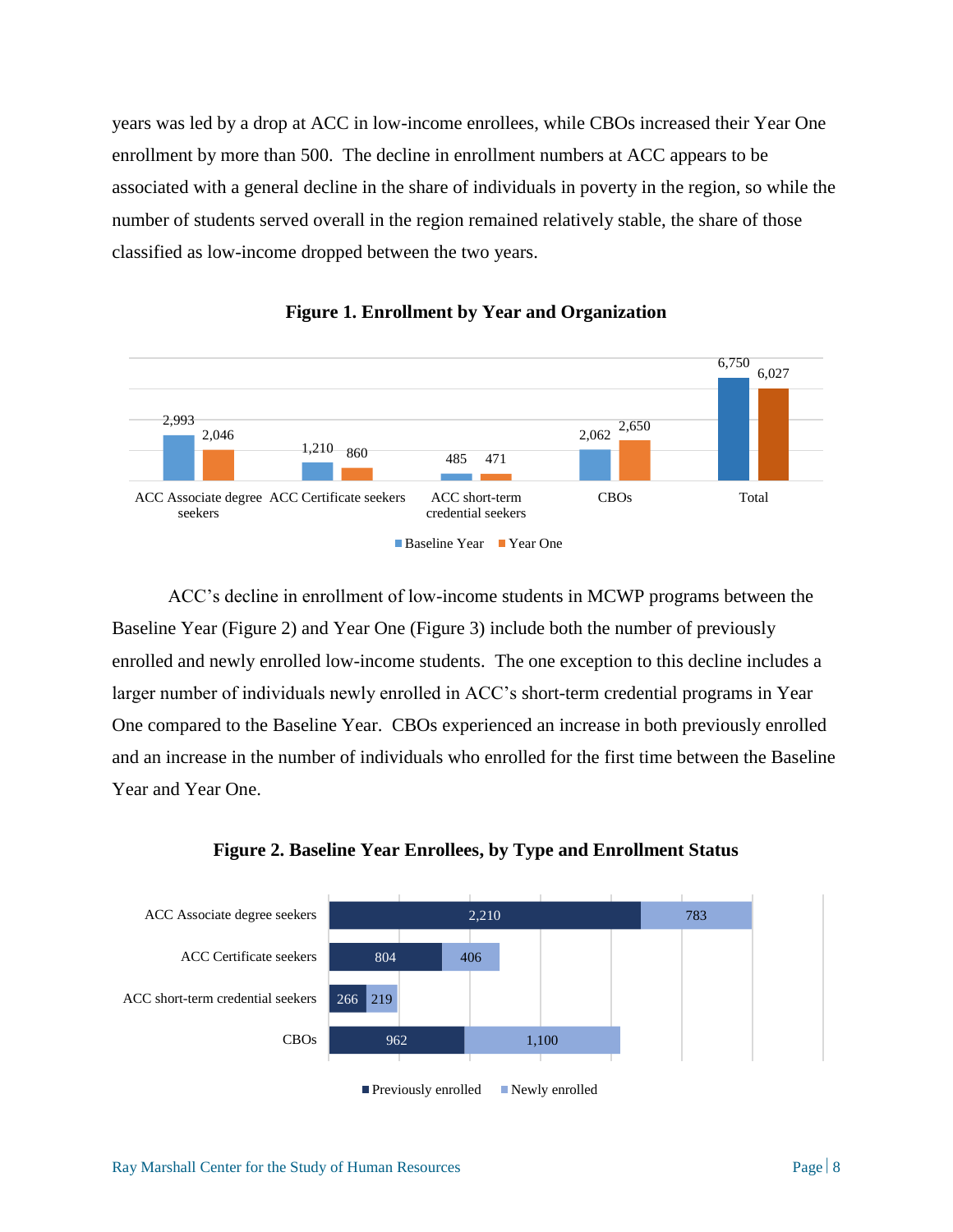years was led by a drop at ACC in low-income enrollees, while CBOs increased their Year One enrollment by more than 500. The decline in enrollment numbers at ACC appears to be associated with a general decline in the share of individuals in poverty in the region, so while the number of students served overall in the region remained relatively stable, the share of those classified as low-income dropped between the two years.

**Figure 1. Enrollment by Year and Organization**

| | Baseline Year | Year One |
|---|---|---|
| ACC Associate degree seekers | 2,993 | 2,046 |
| ACC Certificate seekers | 1,210 | 860 |
| ACC short-term credential seekers | 485 | 471 |
| CBOs | 2,062 | 2,650 |
| Total | 6,750 | 6,027 |

ACC's decline in enrollment of low-income students in MCWP programs between the Baseline Year (Figure 2) and Year One (Figure 3) include both the number of previously enrolled and newly enrolled low-income students. The one exception to this decline includes a larger number of individuals newly enrolled in ACC's short-term credential programs in Year One compared to the Baseline Year. CBOs experienced an increase in both previously enrolled and an increase in the number of individuals who enrolled for the first time between the Baseline Year and Year One.

**Figure 2. Baseline Year Enrollees, by Type and Enrollment Status**

| | Previously enrolled | Newly enrolled |
|---|---|---|
| ACC Associate degree seekers | 2,210 | 783 |
| ACC Certificate seekers | 804 | 406 |
| ACC short-term credential seekers | 266 | 219 |
| CBOs | 962 | 1,100 |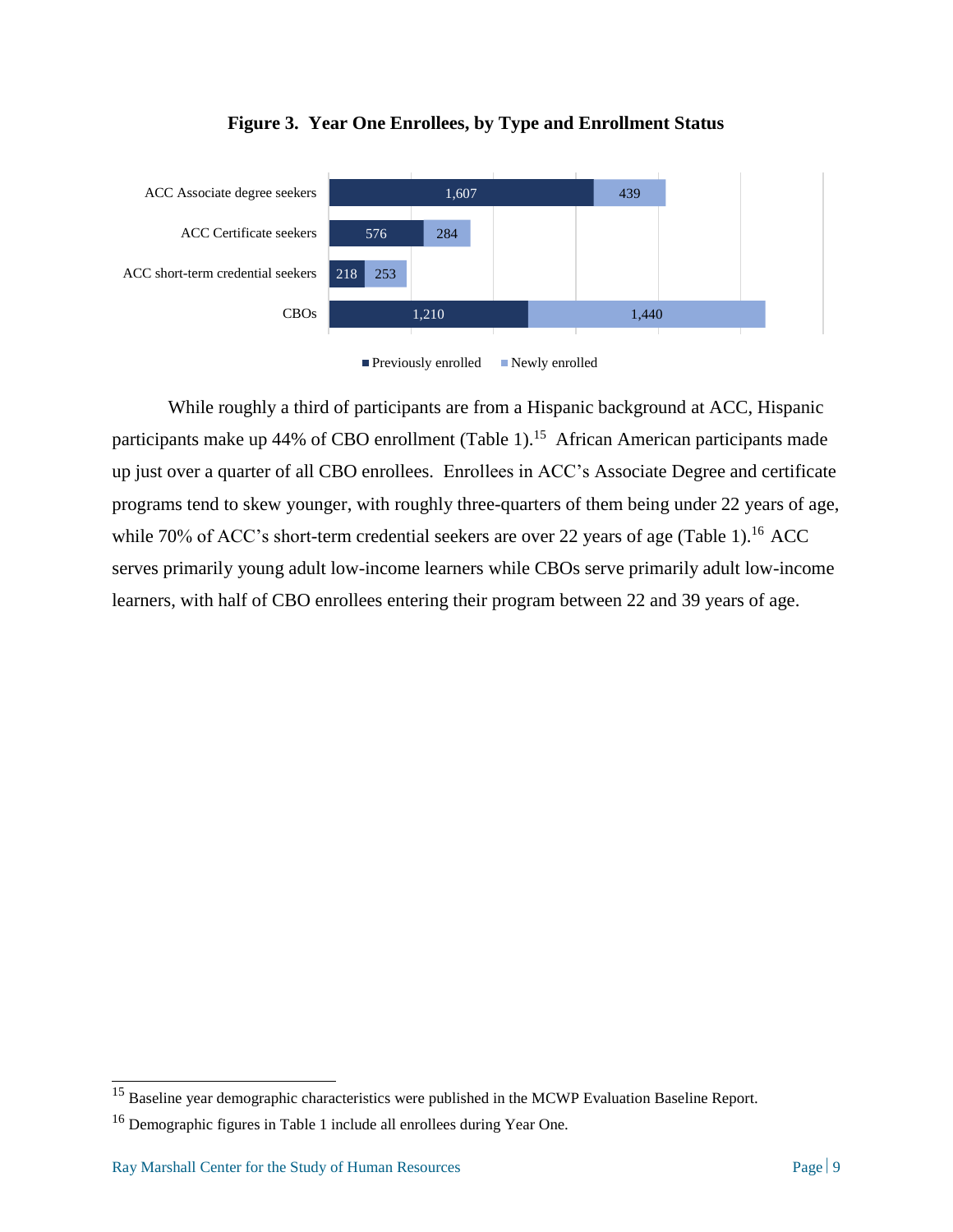**Figure 3. Year One Enrollees, by Type and Enrollment Status**

| | Previously enrolled | Newly enrolled |
|---|---|---|
| ACC Associate degree seekers | 1,607 | 439 |
| ACC Certificate seekers | 576 | 284 |
| ACC short-term credential seekers | 218 | 253 |
| CBOs | 1,210 | 1,440 |

While roughly a third of participants are from a Hispanic background at ACC, Hispanic participants make up 44% of CBO enrollment (Table 1).[15] African American participants made up just over a quarter of all CBO enrollees. Enrollees in ACC's Associate Degree and certificate programs tend to skew younger, with roughly three-quarters of them being under 22 years of age, while 70% of ACC's short-term credential seekers are over 22 years of age (Table 1).[16] ACC serves primarily young adult low-income learners while CBOs serve primarily adult low-income learners, with half of CBO enrollees entering their program between 22 and 39 years of age.

---

[15] Baseline year demographic characteristics were published in the MCWP Evaluation Baseline Report.

[16] Demographic figures in Table 1 include all enrollees during Year One.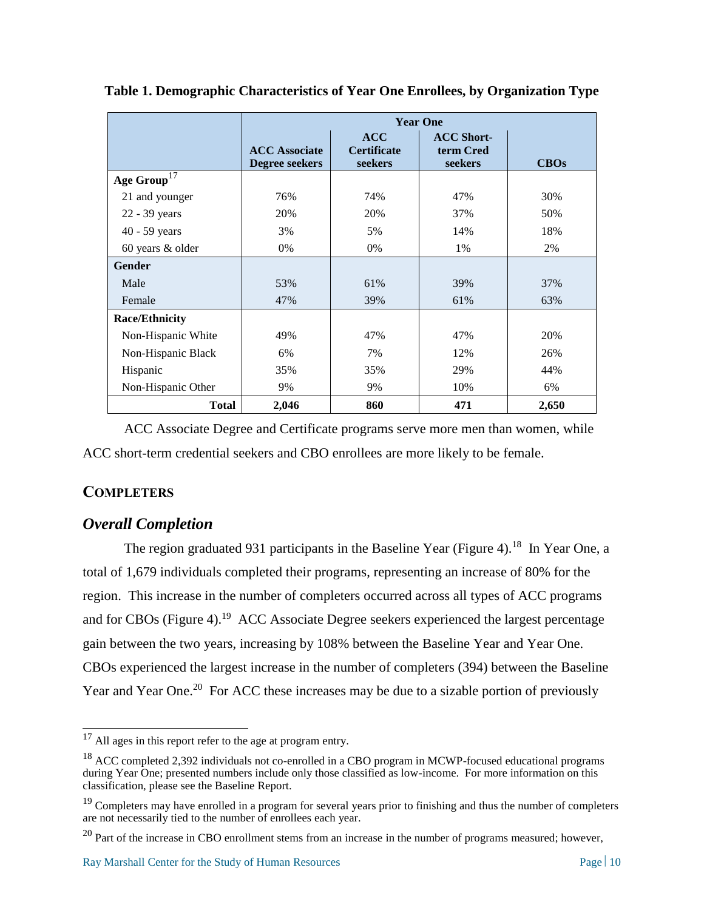**Table 1. Demographic Characteristics of Year One Enrollees, by Organization Type**

| | Year One | | | |
|---|---|---|---|---|
| | ACC Associate Degree seekers | ACC Certificate seekers | ACC Short-term Cred seekers | CBOs |
| **Age Group**[17] | | | | |
| 21 and younger | 76% | 74% | 47% | 30% |
| 22 - 39 years | 20% | 20% | 37% | 50% |
| 40 - 59 years | 3% | 5% | 14% | 18% |
| 60 years & older | 0% | 0% | 1% | 2% |
| **Gender** | | | | |
| Male | 53% | 61% | 39% | 37% |
| Female | 47% | 39% | 61% | 63% |
| **Race/Ethnicity** | | | | |
| Non-Hispanic White | 49% | 47% | 47% | 20% |
| Non-Hispanic Black | 6% | 7% | 12% | 26% |
| Hispanic | 35% | 35% | 29% | 44% |
| Non-Hispanic Other | 9% | 9% | 10% | 6% |
| **Total** | **2,046** | **860** | **471** | **2,650** |

ACC Associate Degree and Certificate programs serve more men than women, while ACC short-term credential seekers and CBO enrollees are more likely to be female.

## COMPLETERS

### *Overall Completion*

The region graduated 931 participants in the Baseline Year (Figure 4).[18] In Year One, a total of 1,679 individuals completed their programs, representing an increase of 80% for the region. This increase in the number of completers occurred across all types of ACC programs and for CBOs (Figure 4).[19] ACC Associate Degree seekers experienced the largest percentage gain between the two years, increasing by 108% between the Baseline Year and Year One. CBOs experienced the largest increase in the number of completers (394) between the Baseline Year and Year One.[20] For ACC these increases may be due to a sizable portion of previously

[17] All ages in this report refer to the age at program entry.

[18] ACC completed 2,392 individuals not co-enrolled in a CBO program in MCWP-focused educational programs during Year One; presented numbers include only those classified as low-income. For more information on this classification, please see the Baseline Report.

[19] Completers may have enrolled in a program for several years prior to finishing and thus the number of completers are not necessarily tied to the number of enrollees each year.

[20] Part of the increase in CBO enrollment stems from an increase in the number of programs measured; however,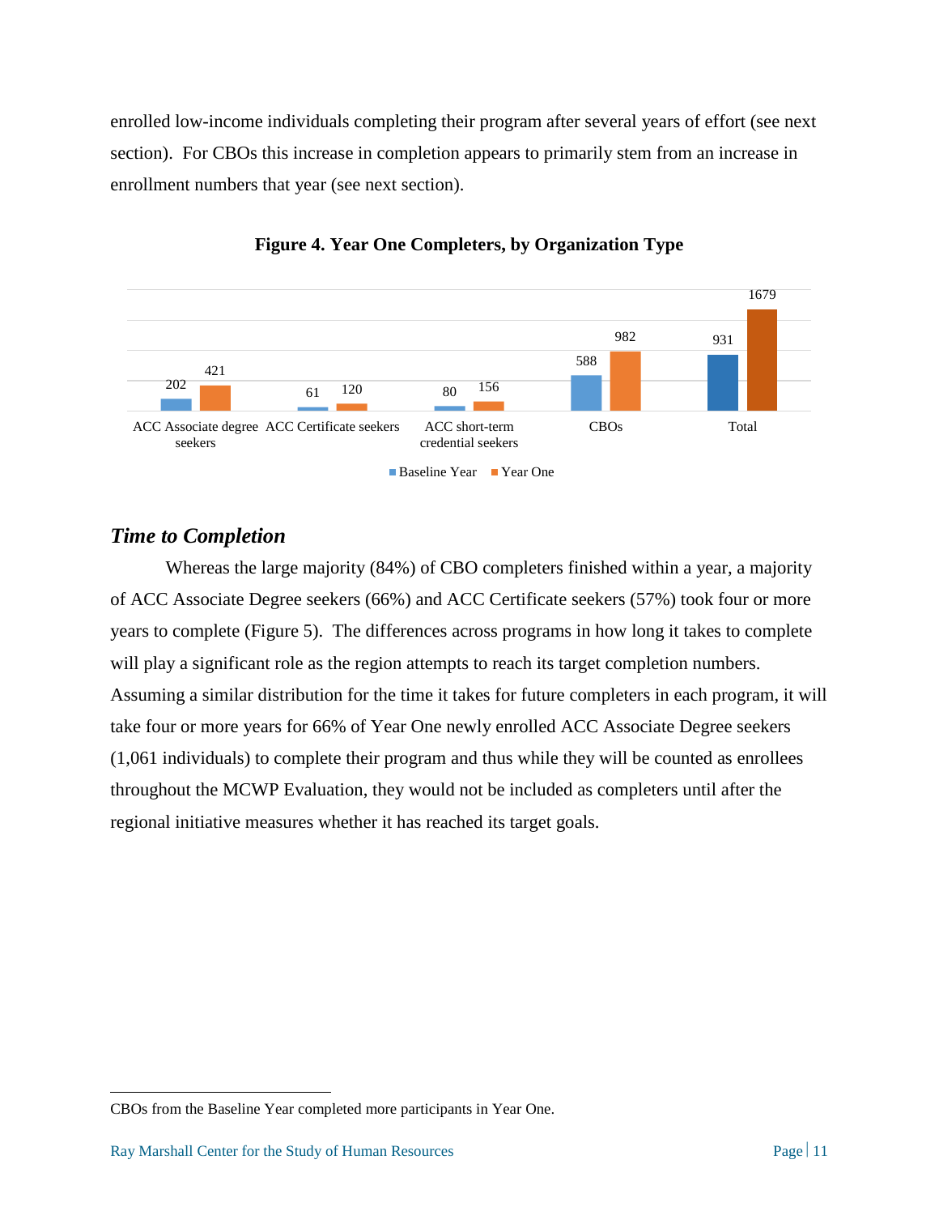enrolled low-income individuals completing their program after several years of effort (see next section). For CBOs this increase in completion appears to primarily stem from an increase in enrollment numbers that year (see next section).

**Figure 4. Year One Completers, by Organization Type**

| | Baseline Year | Year One |
|---|---|---|
| ACC Associate degree seekers | 202 | 421 |
| ACC Certificate seekers | 61 | 120 |
| ACC short-term credential seekers | 80 | 156 |
| CBOs | 588 | 982 |
| Total | 931 | 1679 |

## *Time to Completion*

Whereas the large majority (84%) of CBO completers finished within a year, a majority of ACC Associate Degree seekers (66%) and ACC Certificate seekers (57%) took four or more years to complete (Figure 5). The differences across programs in how long it takes to complete will play a significant role as the region attempts to reach its target completion numbers. Assuming a similar distribution for the time it takes for future completers in each program, it will take four or more years for 66% of Year One newly enrolled ACC Associate Degree seekers (1,061 individuals) to complete their program and thus while they will be counted as enrollees throughout the MCWP Evaluation, they would not be included as completers until after the regional initiative measures whether it has reached its target goals.

---

CBOs from the Baseline Year completed more participants in Year One.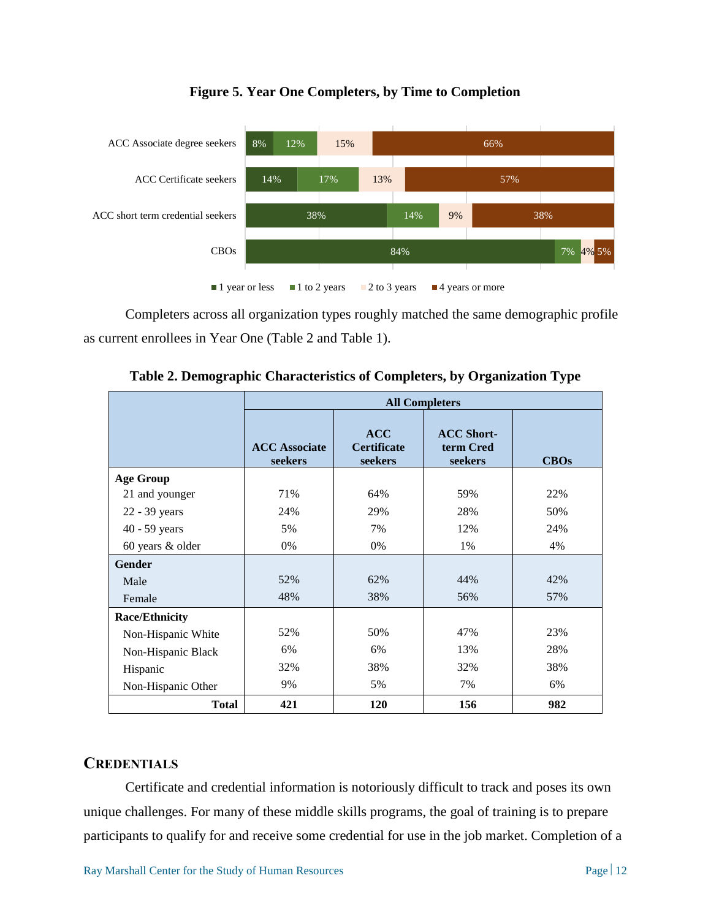**Figure 5. Year One Completers, by Time to Completion**

| | 1 year or less | 1 to 2 years | 2 to 3 years | 4 years or more |
|---|---|---|---|---|
| ACC Associate degree seekers | 8% | 12% | 15% | 66% |
| ACC Certificate seekers | 14% | 17% | 13% | 57% |
| ACC short term credential seekers | 38% | 14% | 9% | 38% |
| CBOs | 84% | 7% | 4% | 5% |

Completers across all organization types roughly matched the same demographic profile as current enrollees in Year One (Table 2 and Table 1).

**Table 2. Demographic Characteristics of Completers, by Organization Type**

| | All Completers | | | |
|---|---|---|---|---|
| | ACC Associate seekers | ACC Certificate seekers | ACC Short-term Cred seekers | CBOs |
| **Age Group** | | | | |
| 21 and younger | 71% | 64% | 59% | 22% |
| 22 - 39 years | 24% | 29% | 28% | 50% |
| 40 - 59 years | 5% | 7% | 12% | 24% |
| 60 years & older | 0% | 0% | 1% | 4% |
| **Gender** | | | | |
| Male | 52% | 62% | 44% | 42% |
| Female | 48% | 38% | 56% | 57% |
| **Race/Ethnicity** | | | | |
| Non-Hispanic White | 52% | 50% | 47% | 23% |
| Non-Hispanic Black | 6% | 6% | 13% | 28% |
| Hispanic | 32% | 38% | 32% | 38% |
| Non-Hispanic Other | 9% | 5% | 7% | 6% |
| **Total** | **421** | **120** | **156** | **982** |

## CREDENTIALS

Certificate and credential information is notoriously difficult to track and poses its own unique challenges. For many of these middle skills programs, the goal of training is to prepare participants to qualify for and receive some credential for use in the job market. Completion of a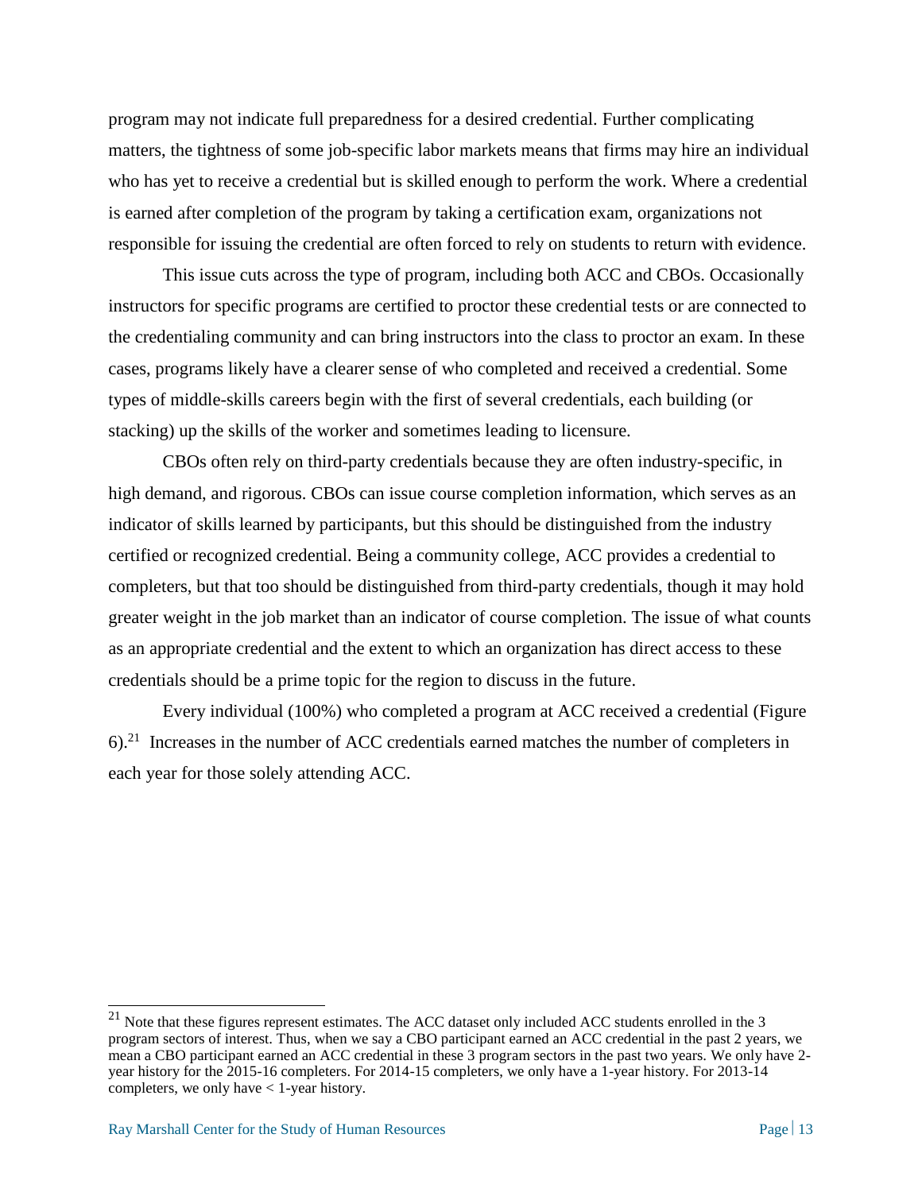program may not indicate full preparedness for a desired credential. Further complicating matters, the tightness of some job-specific labor markets means that firms may hire an individual who has yet to receive a credential but is skilled enough to perform the work. Where a credential is earned after completion of the program by taking a certification exam, organizations not responsible for issuing the credential are often forced to rely on students to return with evidence.

This issue cuts across the type of program, including both ACC and CBOs. Occasionally instructors for specific programs are certified to proctor these credential tests or are connected to the credentialing community and can bring instructors into the class to proctor an exam. In these cases, programs likely have a clearer sense of who completed and received a credential. Some types of middle-skills careers begin with the first of several credentials, each building (or stacking) up the skills of the worker and sometimes leading to licensure.

CBOs often rely on third-party credentials because they are often industry-specific, in high demand, and rigorous. CBOs can issue course completion information, which serves as an indicator of skills learned by participants, but this should be distinguished from the industry certified or recognized credential. Being a community college, ACC provides a credential to completers, but that too should be distinguished from third-party credentials, though it may hold greater weight in the job market than an indicator of course completion. The issue of what counts as an appropriate credential and the extent to which an organization has direct access to these credentials should be a prime topic for the region to discuss in the future.

Every individual (100%) who completed a program at ACC received a credential (Figure 6).[21] Increases in the number of ACC credentials earned matches the number of completers in each year for those solely attending ACC.

---

[21] Note that these figures represent estimates. The ACC dataset only included ACC students enrolled in the 3 program sectors of interest. Thus, when we say a CBO participant earned an ACC credential in the past 2 years, we mean a CBO participant earned an ACC credential in these 3 program sectors in the past two years. We only have 2-year history for the 2015-16 completers. For 2014-15 completers, we only have a 1-year history. For 2013-14 completers, we only have < 1-year history.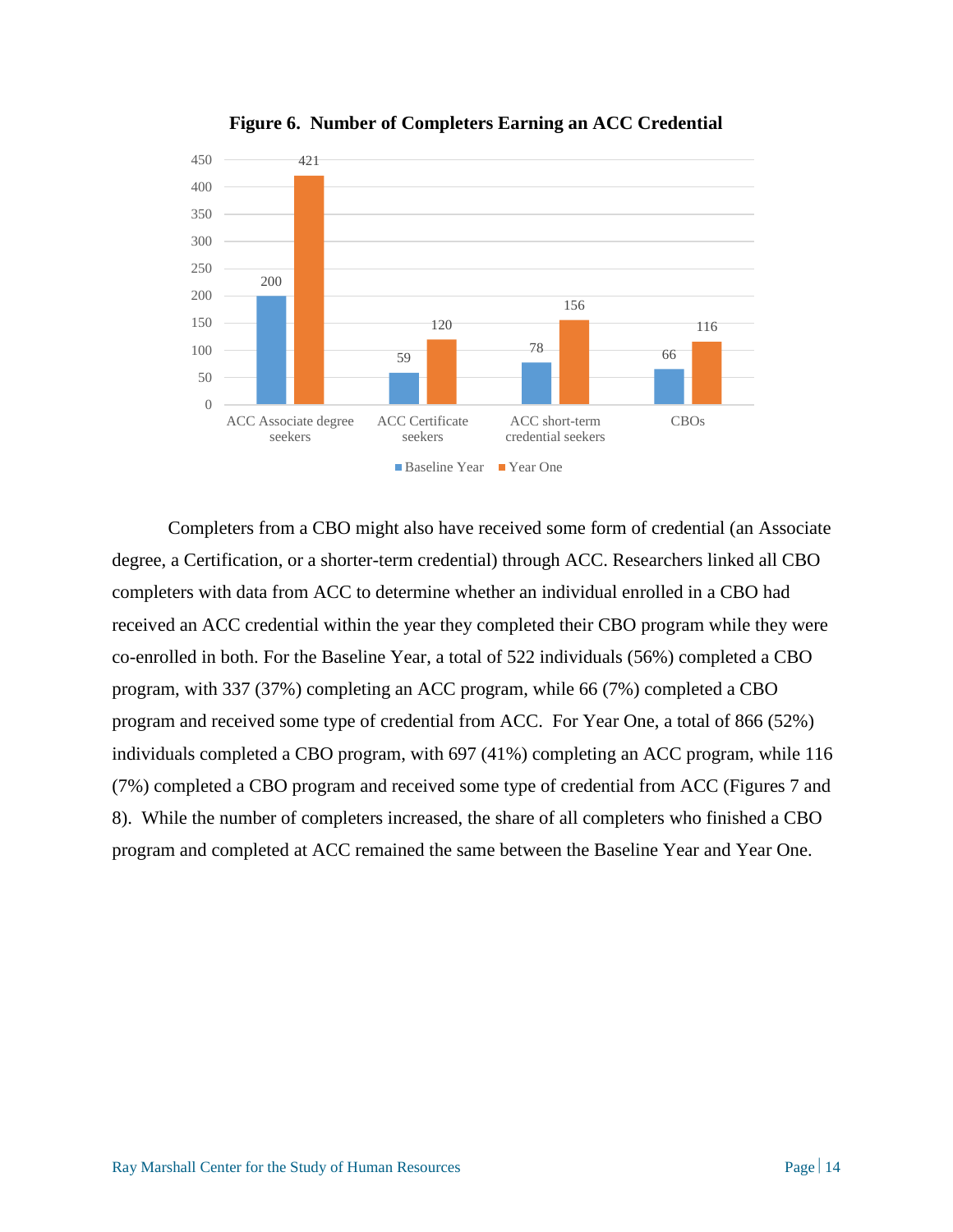**Figure 6. Number of Completers Earning an ACC Credential**

| | Baseline Year | Year One |
|---|---|---|
| ACC Associate degree seekers | 200 | 421 |
| ACC Certificate seekers | 59 | 120 |
| ACC short-term credential seekers | 78 | 156 |
| CBOs | 66 | 116 |

Completers from a CBO might also have received some form of credential (an Associate degree, a Certification, or a shorter-term credential) through ACC. Researchers linked all CBO completers with data from ACC to determine whether an individual enrolled in a CBO had received an ACC credential within the year they completed their CBO program while they were co-enrolled in both. For the Baseline Year, a total of 522 individuals (56%) completed a CBO program, with 337 (37%) completing an ACC program, while 66 (7%) completed a CBO program and received some type of credential from ACC. For Year One, a total of 866 (52%) individuals completed a CBO program, with 697 (41%) completing an ACC program, while 116 (7%) completed a CBO program and received some type of credential from ACC (Figures 7 and 8). While the number of completers increased, the share of all completers who finished a CBO program and completed at ACC remained the same between the Baseline Year and Year One.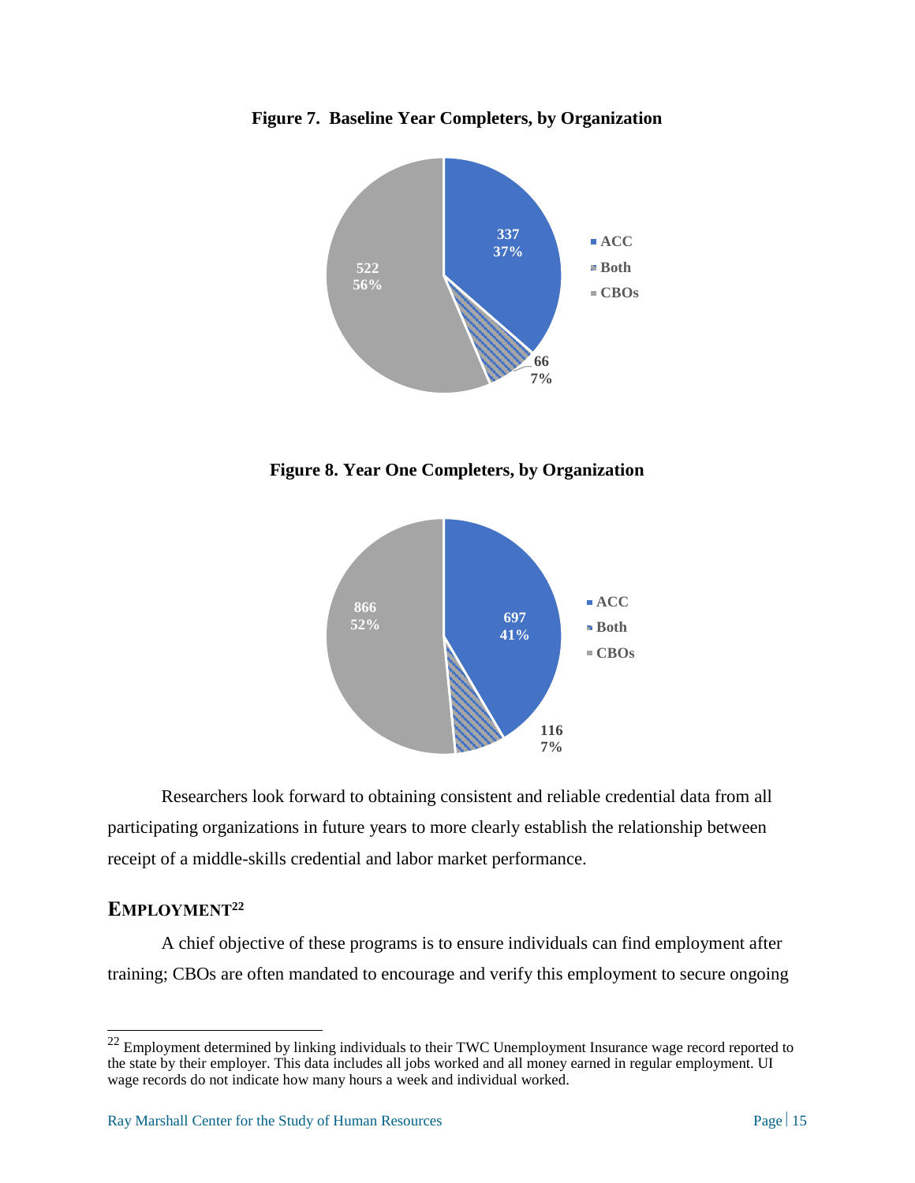**Figure 7. Baseline Year Completers, by Organization**

| Organization | Completers | Percent |
|---|---|---|
| ACC | 337 | 37% |
| Both | 66 | 7% |
| CBOs | 522 | 56% |

**Figure 8. Year One Completers, by Organization**

| Organization | Completers | Percent |
|---|---|---|
| ACC | 697 | 41% |
| Both | 116 | 7% |
| CBOs | 866 | 52% |

Researchers look forward to obtaining consistent and reliable credential data from all participating organizations in future years to more clearly establish the relationship between receipt of a middle-skills credential and labor market performance.

## EMPLOYMENT[22]

A chief objective of these programs is to ensure individuals can find employment after training; CBOs are often mandated to encourage and verify this employment to secure ongoing

[22] Employment determined by linking individuals to their TWC Unemployment Insurance wage record reported to the state by their employer. This data includes all jobs worked and all money earned in regular employment. UI wage records do not indicate how many hours a week and individual worked.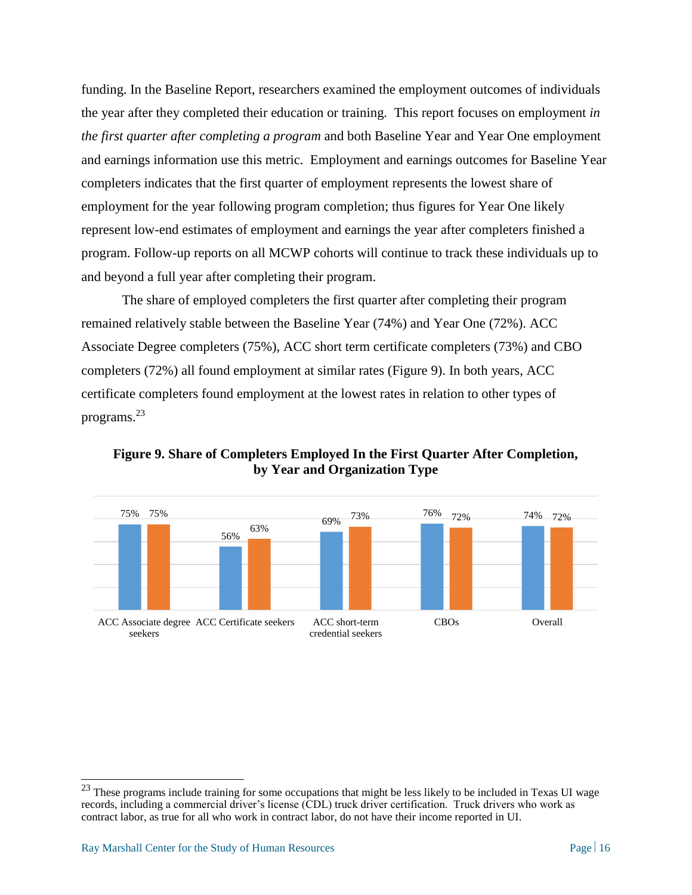funding. In the Baseline Report, researchers examined the employment outcomes of individuals the year after they completed their education or training. This report focuses on employment *in the first quarter after completing a program* and both Baseline Year and Year One employment and earnings information use this metric. Employment and earnings outcomes for Baseline Year completers indicates that the first quarter of employment represents the lowest share of employment for the year following program completion; thus figures for Year One likely represent low-end estimates of employment and earnings the year after completers finished a program. Follow-up reports on all MCWP cohorts will continue to track these individuals up to and beyond a full year after completing their program.

The share of employed completers the first quarter after completing their program remained relatively stable between the Baseline Year (74%) and Year One (72%). ACC Associate Degree completers (75%), ACC short term certificate completers (73%) and CBO completers (72%) all found employment at similar rates (Figure 9). In both years, ACC certificate completers found employment at the lowest rates in relation to other types of programs.[23]

**Figure 9. Share of Completers Employed In the First Quarter After Completion, by Year and Organization Type**

| | Baseline Year | Year One |
|---|---|---|
| ACC Associate degree seekers | 75% | 75% |
| ACC Certificate seekers | 56% | 63% |
| ACC short-term credential seekers | 69% | 73% |
| CBOs | 76% | 72% |
| Overall | 74% | 72% |

[23] These programs include training for some occupations that might be less likely to be included in Texas UI wage records, including a commercial driver's license (CDL) truck driver certification. Truck drivers who work as contract labor, as true for all who work in contract labor, do not have their income reported in UI.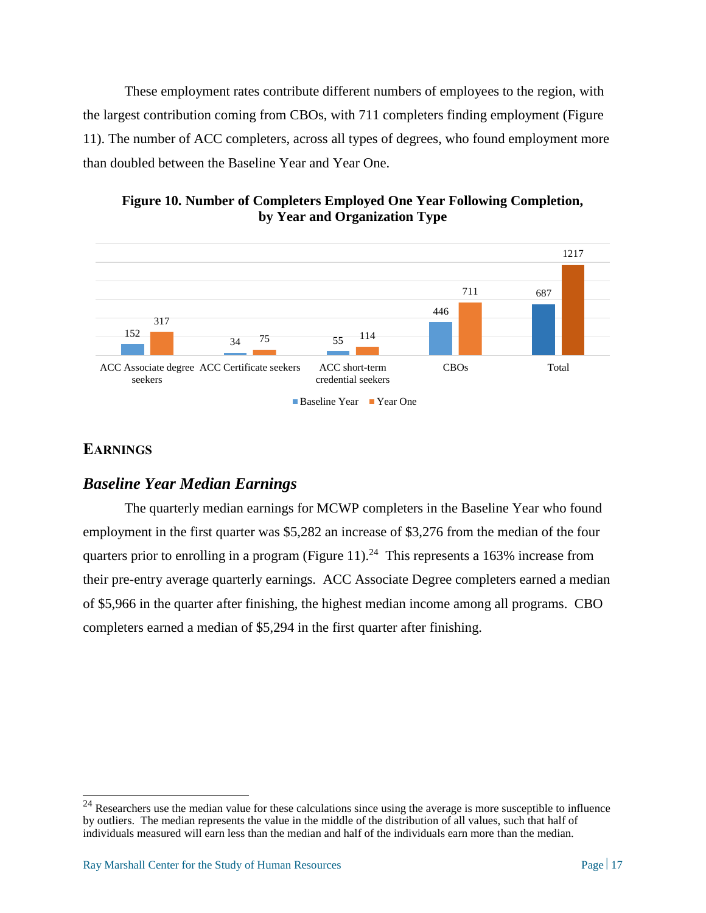These employment rates contribute different numbers of employees to the region, with the largest contribution coming from CBOs, with 711 completers finding employment (Figure 11). The number of ACC completers, across all types of degrees, who found employment more than doubled between the Baseline Year and Year One.

**Figure 10. Number of Completers Employed One Year Following Completion, by Year and Organization Type**

| | Baseline Year | Year One |
|---|---|---|
| ACC Associate degree seekers | 152 | 317 |
| ACC Certificate seekers | 34 | 75 |
| ACC short-term credential seekers | 55 | 114 |
| CBOs | 446 | 711 |
| Total | 687 | 1217 |

## Earnings

### *Baseline Year Median Earnings*

The quarterly median earnings for MCWP completers in the Baseline Year who found employment in the first quarter was $5,282 an increase of $3,276 from the median of the four quarters prior to enrolling in a program (Figure 11).[24] This represents a 163% increase from their pre-entry average quarterly earnings. ACC Associate Degree completers earned a median of $5,966 in the quarter after finishing, the highest median income among all programs. CBO completers earned a median of $5,294 in the first quarter after finishing.

[24] Researchers use the median value for these calculations since using the average is more susceptible to influence by outliers. The median represents the value in the middle of the distribution of all values, such that half of individuals measured will earn less than the median and half of the individuals earn more than the median.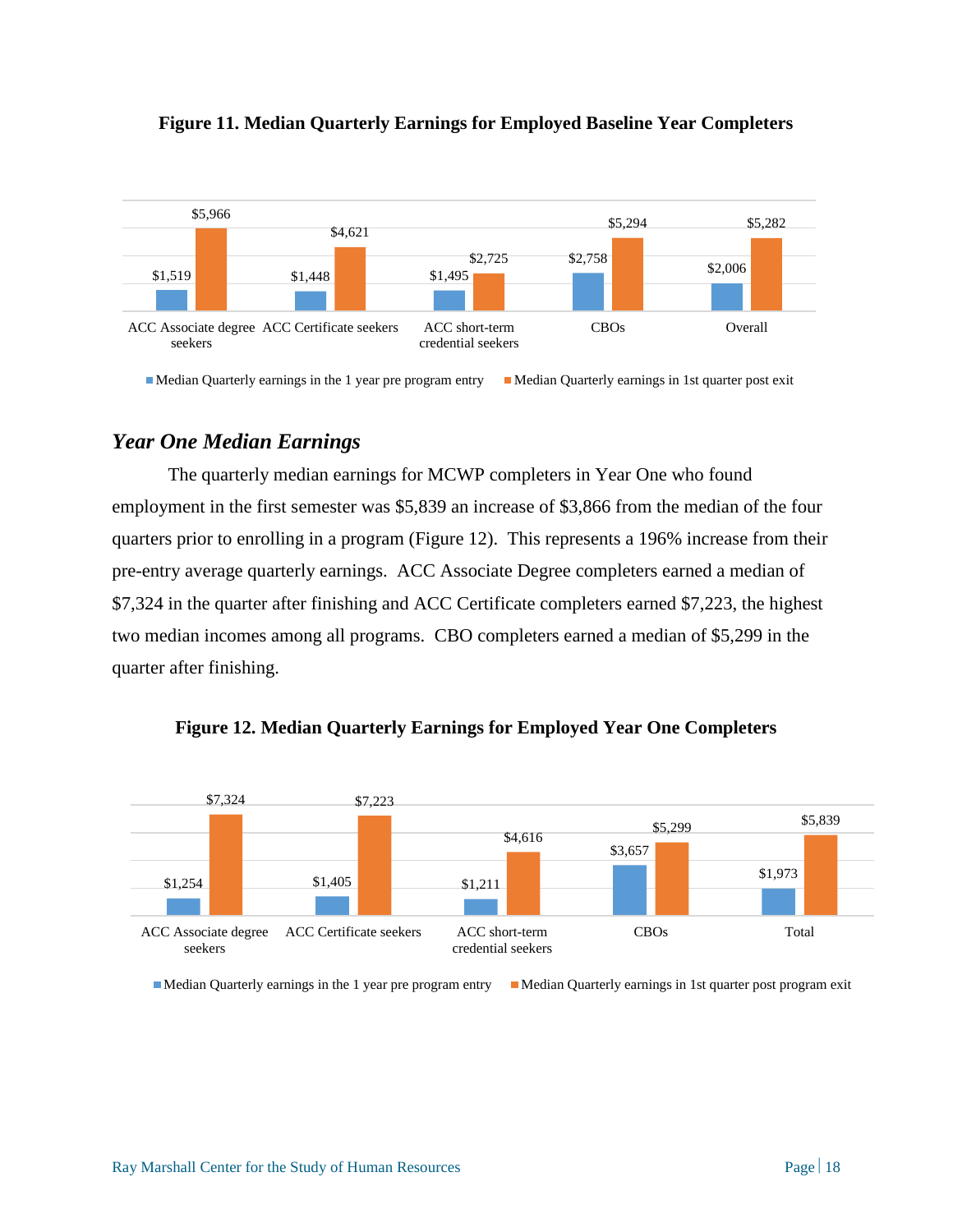**Figure 11. Median Quarterly Earnings for Employed Baseline Year Completers**

| | Median Quarterly earnings in the 1 year pre program entry | Median Quarterly earnings in 1st quarter post exit |
|---|---|---|
| ACC Associate degree seekers | $1,519 | $5,966 |
| ACC Certificate seekers | $1,448 | $4,621 |
| ACC short-term credential seekers | $1,495 | $2,725 |
| CBOs | $2,758 | $5,294 |
| Overall | $2,006 | $5,282 |

## *Year One Median Earnings*

The quarterly median earnings for MCWP completers in Year One who found employment in the first semester was $5,839 an increase of $3,866 from the median of the four quarters prior to enrolling in a program (Figure 12). This represents a 196% increase from their pre-entry average quarterly earnings. ACC Associate Degree completers earned a median of $7,324 in the quarter after finishing and ACC Certificate completers earned $7,223, the highest two median incomes among all programs. CBO completers earned a median of $5,299 in the quarter after finishing.

**Figure 12. Median Quarterly Earnings for Employed Year One Completers**

| | Median Quarterly earnings in the 1 year pre program entry | Median Quarterly earnings in 1st quarter post program exit |
|---|---|---|
| ACC Associate degree seekers | $1,254 | $7,324 |
| ACC Certificate seekers | $1,405 | $7,223 |
| ACC short-term credential seekers | $1,211 | $4,616 |
| CBOs | $3,657 | $5,299 |
| Total | $1,973 | $5,839 |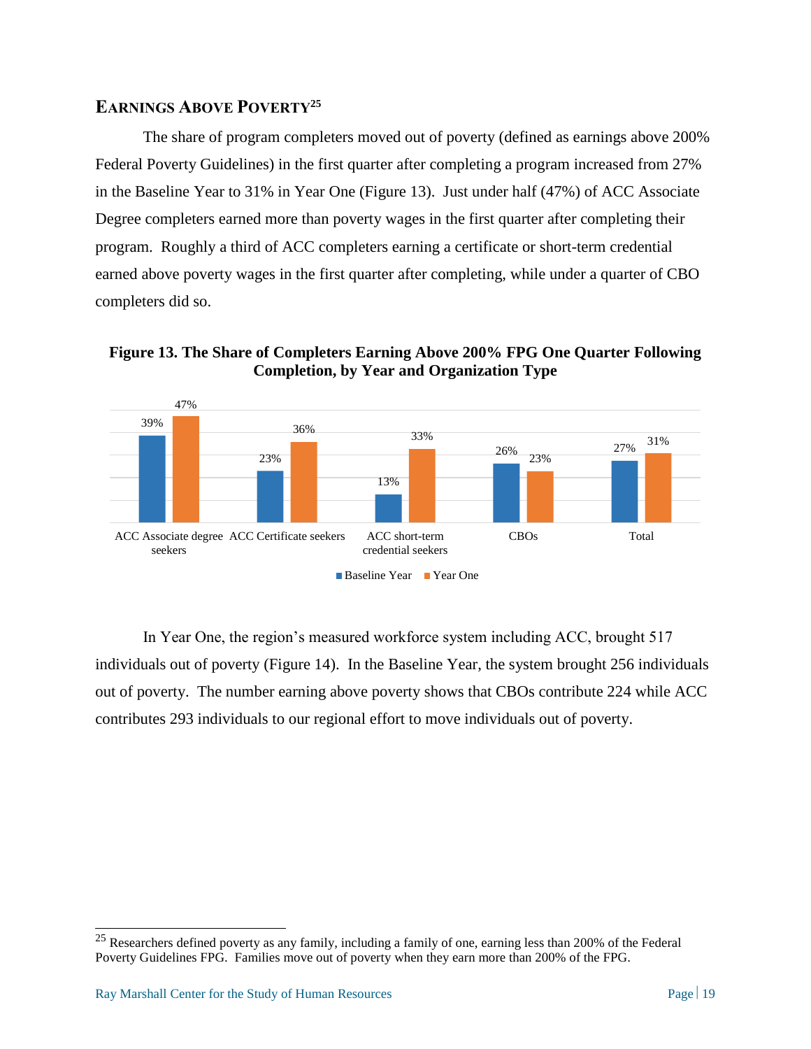## Earnings Above Poverty[25]

The share of program completers moved out of poverty (defined as earnings above 200% Federal Poverty Guidelines) in the first quarter after completing a program increased from 27% in the Baseline Year to 31% in Year One (Figure 13). Just under half (47%) of ACC Associate Degree completers earned more than poverty wages in the first quarter after completing their program. Roughly a third of ACC completers earning a certificate or short-term credential earned above poverty wages in the first quarter after completing, while under a quarter of CBO completers did so.

**Figure 13. The Share of Completers Earning Above 200% FPG One Quarter Following Completion, by Year and Organization Type**

| | Baseline Year | Year One |
|---|---|---|
| ACC Associate degree seekers | 39% | 47% |
| ACC Certificate seekers | 23% | 36% |
| ACC short-term credential seekers | 13% | 33% |
| CBOs | 26% | 23% |
| Total | 27% | 31% |

In Year One, the region's measured workforce system including ACC, brought 517 individuals out of poverty (Figure 14). In the Baseline Year, the system brought 256 individuals out of poverty. The number earning above poverty shows that CBOs contribute 224 while ACC contributes 293 individuals to our regional effort to move individuals out of poverty.

[25] Researchers defined poverty as any family, including a family of one, earning less than 200% of the Federal Poverty Guidelines FPG. Families move out of poverty when they earn more than 200% of the FPG.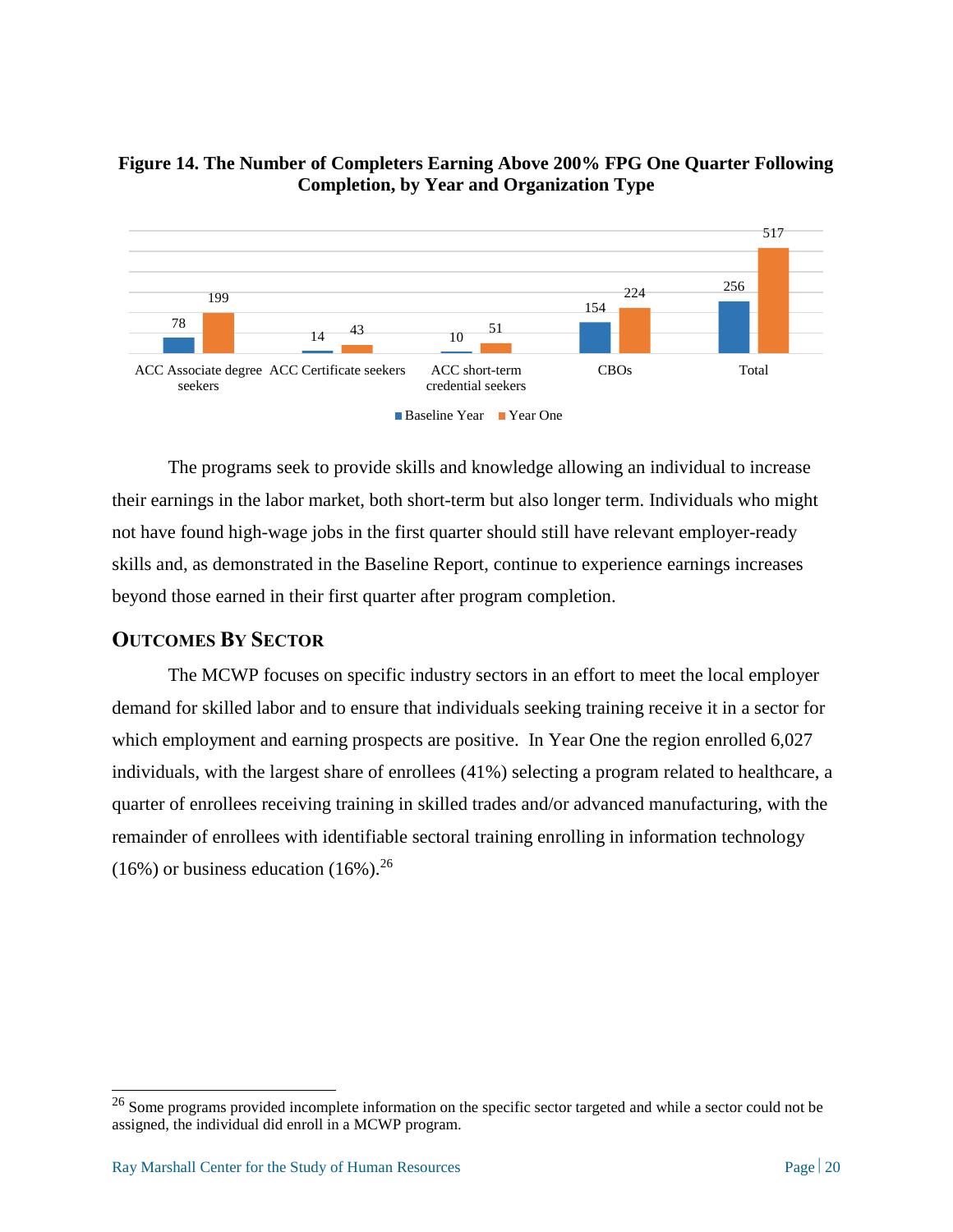**Figure 14. The Number of Completers Earning Above 200% FPG One Quarter Following Completion, by Year and Organization Type**

| | ACC Associate degree seekers | ACC Certificate seekers | ACC short-term credential seekers | CBOs | Total |
|---|---|---|---|---|---|
| Baseline Year | 78 | 14 | 10 | 154 | 256 |
| Year One | 199 | 43 | 51 | 224 | 517 |

The programs seek to provide skills and knowledge allowing an individual to increase their earnings in the labor market, both short-term but also longer term. Individuals who might not have found high-wage jobs in the first quarter should still have relevant employer-ready skills and, as demonstrated in the Baseline Report, continue to experience earnings increases beyond those earned in their first quarter after program completion.

## Outcomes By Sector

The MCWP focuses on specific industry sectors in an effort to meet the local employer demand for skilled labor and to ensure that individuals seeking training receive it in a sector for which employment and earning prospects are positive. In Year One the region enrolled 6,027 individuals, with the largest share of enrollees (41%) selecting a program related to healthcare, a quarter of enrollees receiving training in skilled trades and/or advanced manufacturing, with the remainder of enrollees with identifiable sectoral training enrolling in information technology (16%) or business education (16%).[26]

[26] Some programs provided incomplete information on the specific sector targeted and while a sector could not be assigned, the individual did enroll in a MCWP program.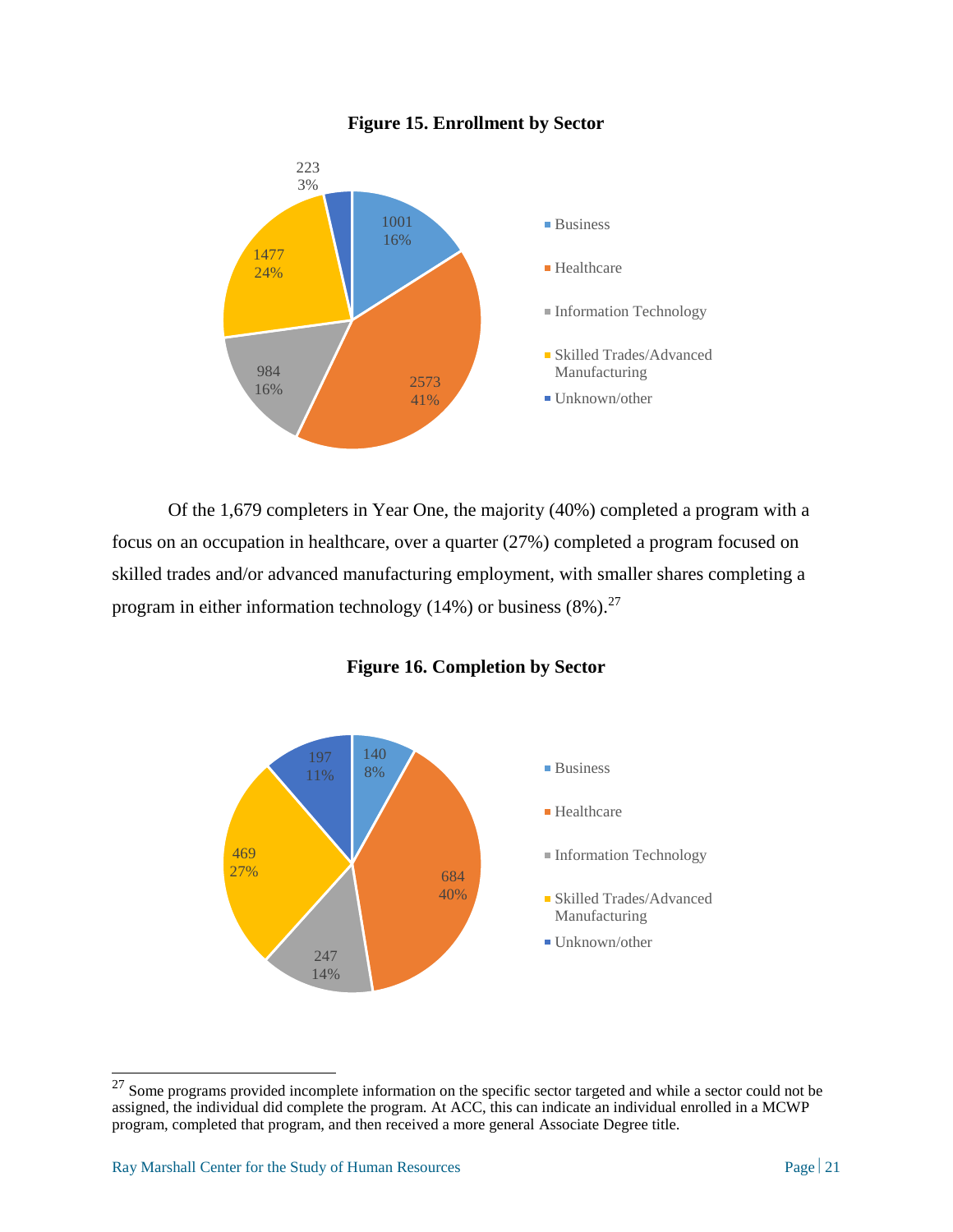**Figure 15. Enrollment by Sector**

| Sector | Enrollment | Percent |
|---|---|---|
| Business | 1001 | 16% |
| Healthcare | 2573 | 41% |
| Information Technology | 984 | 16% |
| Skilled Trades/Advanced Manufacturing | 1477 | 24% |
| Unknown/other | 223 | 3% |

Of the 1,679 completers in Year One, the majority (40%) completed a program with a focus on an occupation in healthcare, over a quarter (27%) completed a program focused on skilled trades and/or advanced manufacturing employment, with smaller shares completing a program in either information technology (14%) or business (8%).[27]

**Figure 16. Completion by Sector**

| Sector | Completion | Percent |
|---|---|---|
| Business | 140 | 8% |
| Healthcare | 684 | 40% |
| Information Technology | 247 | 14% |
| Skilled Trades/Advanced Manufacturing | 469 | 27% |
| Unknown/other | 197 | 11% |

---

[27] Some programs provided incomplete information on the specific sector targeted and while a sector could not be assigned, the individual did complete the program. At ACC, this can indicate an individual enrolled in a MCWP program, completed that program, and then received a more general Associate Degree title.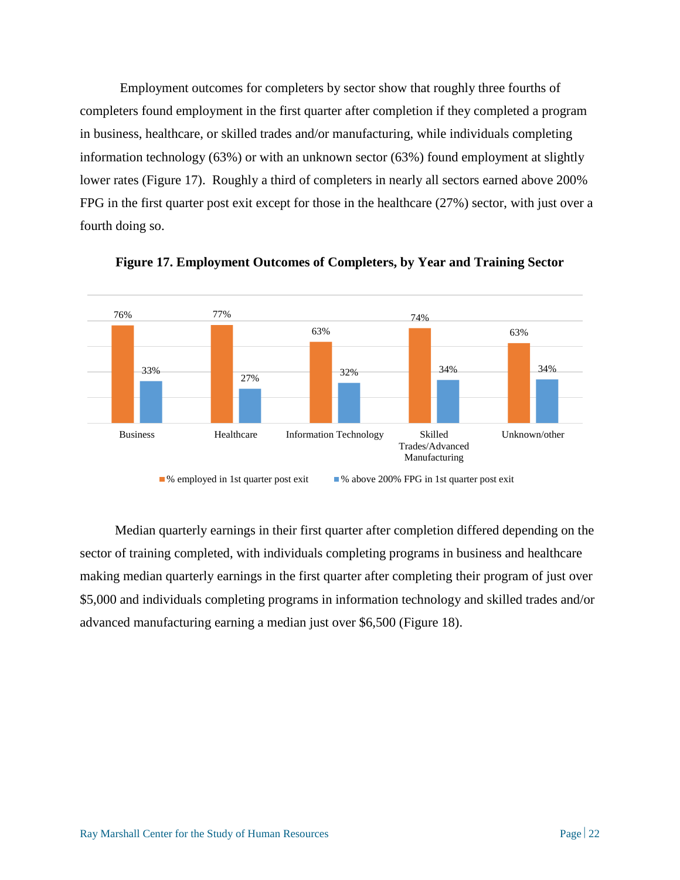Employment outcomes for completers by sector show that roughly three fourths of completers found employment in the first quarter after completion if they completed a program in business, healthcare, or skilled trades and/or manufacturing, while individuals completing information technology (63%) or with an unknown sector (63%) found employment at slightly lower rates (Figure 17). Roughly a third of completers in nearly all sectors earned above 200% FPG in the first quarter post exit except for those in the healthcare (27%) sector, with just over a fourth doing so.

**Figure 17. Employment Outcomes of Completers, by Year and Training Sector**

| Sector | % employed in 1st quarter post exit | % above 200% FPG in 1st quarter post exit |
|---|---|---|
| Business | 76% | 33% |
| Healthcare | 77% | 27% |
| Information Technology | 63% | 32% |
| Skilled Trades/Advanced Manufacturing | 74% | 34% |
| Unknown/other | 63% | 34% |

Median quarterly earnings in their first quarter after completion differed depending on the sector of training completed, with individuals completing programs in business and healthcare making median quarterly earnings in the first quarter after completing their program of just over $5,000 and individuals completing programs in information technology and skilled trades and/or advanced manufacturing earning a median just over $6,500 (Figure 18).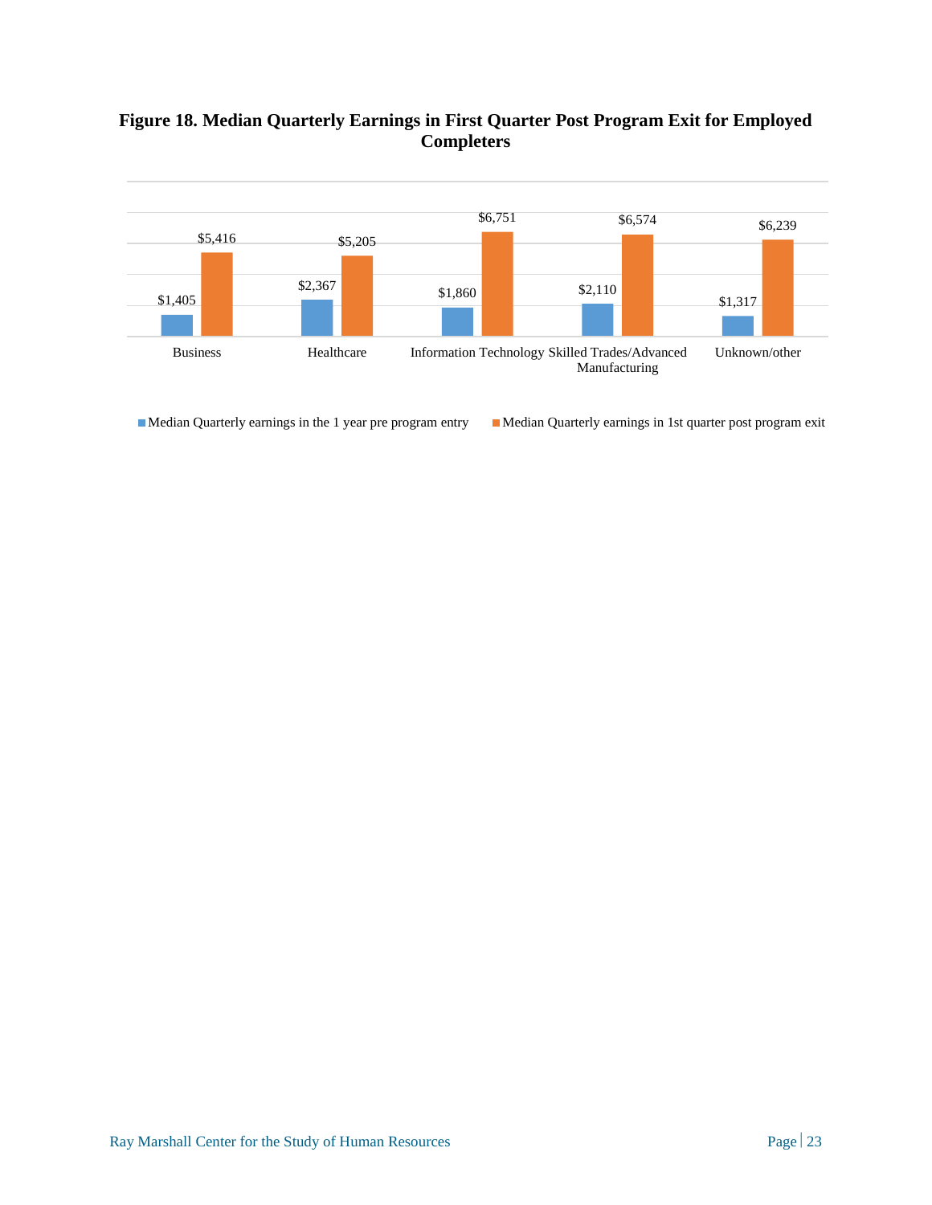**Figure 18. Median Quarterly Earnings in First Quarter Post Program Exit for Employed Completers**

| | Median Quarterly earnings in the 1 year pre program entry | Median Quarterly earnings in 1st quarter post program exit |
|---|---|---|
| Business | $1,405 | $5,416 |
| Healthcare | $2,367 | $5,205 |
| Information Technology | $1,860 | $6,751 |
| Skilled Trades/Advanced Manufacturing | $2,110 | $6,574 |
| Unknown/other | $1,317 | $6,239 |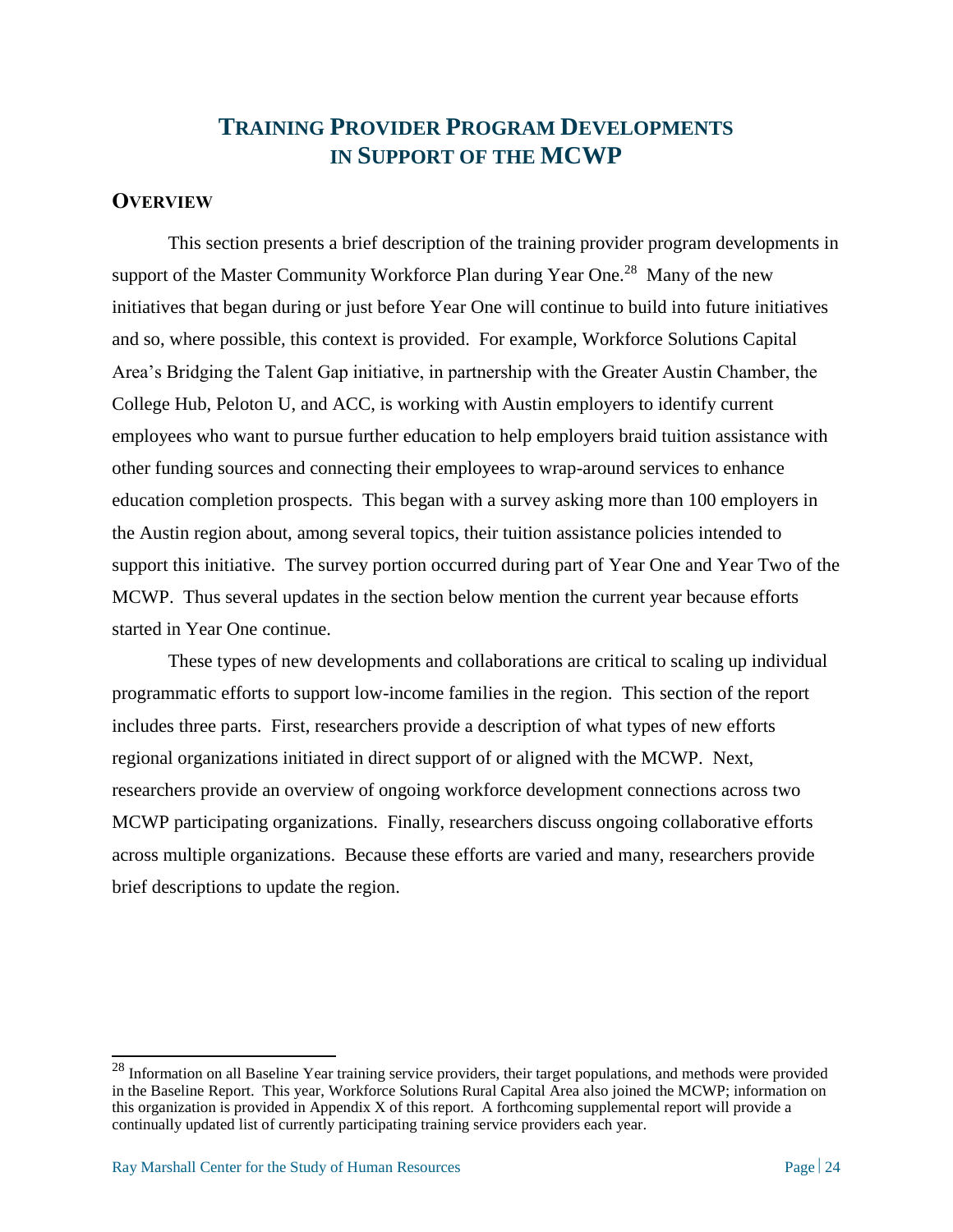# Training Provider Program Developments in Support of the MCWP

## Overview

This section presents a brief description of the training provider program developments in support of the Master Community Workforce Plan during Year One.[28] Many of the new initiatives that began during or just before Year One will continue to build into future initiatives and so, where possible, this context is provided. For example, Workforce Solutions Capital Area's Bridging the Talent Gap initiative, in partnership with the Greater Austin Chamber, the College Hub, Peloton U, and ACC, is working with Austin employers to identify current employees who want to pursue further education to help employers braid tuition assistance with other funding sources and connecting their employees to wrap-around services to enhance education completion prospects. This began with a survey asking more than 100 employers in the Austin region about, among several topics, their tuition assistance policies intended to support this initiative. The survey portion occurred during part of Year One and Year Two of the MCWP. Thus several updates in the section below mention the current year because efforts started in Year One continue.

These types of new developments and collaborations are critical to scaling up individual programmatic efforts to support low-income families in the region. This section of the report includes three parts. First, researchers provide a description of what types of new efforts regional organizations initiated in direct support of or aligned with the MCWP. Next, researchers provide an overview of ongoing workforce development connections across two MCWP participating organizations. Finally, researchers discuss ongoing collaborative efforts across multiple organizations. Because these efforts are varied and many, researchers provide brief descriptions to update the region.

[28] Information on all Baseline Year training service providers, their target populations, and methods were provided in the Baseline Report. This year, Workforce Solutions Rural Capital Area also joined the MCWP; information on this organization is provided in Appendix X of this report. A forthcoming supplemental report will provide a continually updated list of currently participating training service providers each year.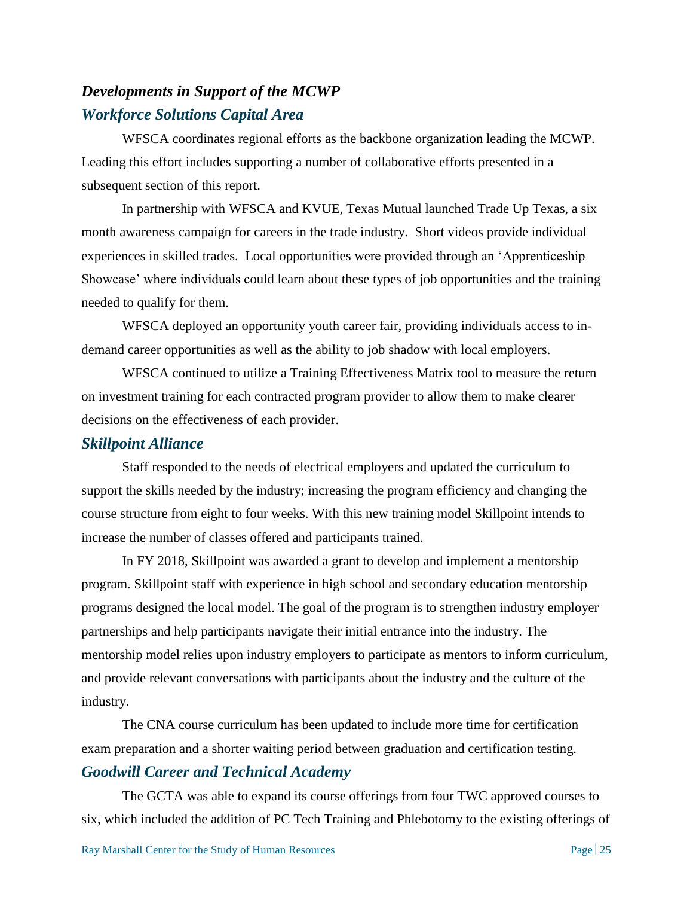## *Developments in Support of the MCWP*

### *Workforce Solutions Capital Area*

WFSCA coordinates regional efforts as the backbone organization leading the MCWP. Leading this effort includes supporting a number of collaborative efforts presented in a subsequent section of this report.

In partnership with WFSCA and KVUE, Texas Mutual launched Trade Up Texas, a six month awareness campaign for careers in the trade industry. Short videos provide individual experiences in skilled trades. Local opportunities were provided through an 'Apprenticeship Showcase' where individuals could learn about these types of job opportunities and the training needed to qualify for them.

WFSCA deployed an opportunity youth career fair, providing individuals access to in-demand career opportunities as well as the ability to job shadow with local employers.

WFSCA continued to utilize a Training Effectiveness Matrix tool to measure the return on investment training for each contracted program provider to allow them to make clearer decisions on the effectiveness of each provider.

### *Skillpoint Alliance*

Staff responded to the needs of electrical employers and updated the curriculum to support the skills needed by the industry; increasing the program efficiency and changing the course structure from eight to four weeks. With this new training model Skillpoint intends to increase the number of classes offered and participants trained.

In FY 2018, Skillpoint was awarded a grant to develop and implement a mentorship program. Skillpoint staff with experience in high school and secondary education mentorship programs designed the local model. The goal of the program is to strengthen industry employer partnerships and help participants navigate their initial entrance into the industry. The mentorship model relies upon industry employers to participate as mentors to inform curriculum, and provide relevant conversations with participants about the industry and the culture of the industry.

The CNA course curriculum has been updated to include more time for certification exam preparation and a shorter waiting period between graduation and certification testing.

### *Goodwill Career and Technical Academy*

The GCTA was able to expand its course offerings from four TWC approved courses to six, which included the addition of PC Tech Training and Phlebotomy to the existing offerings of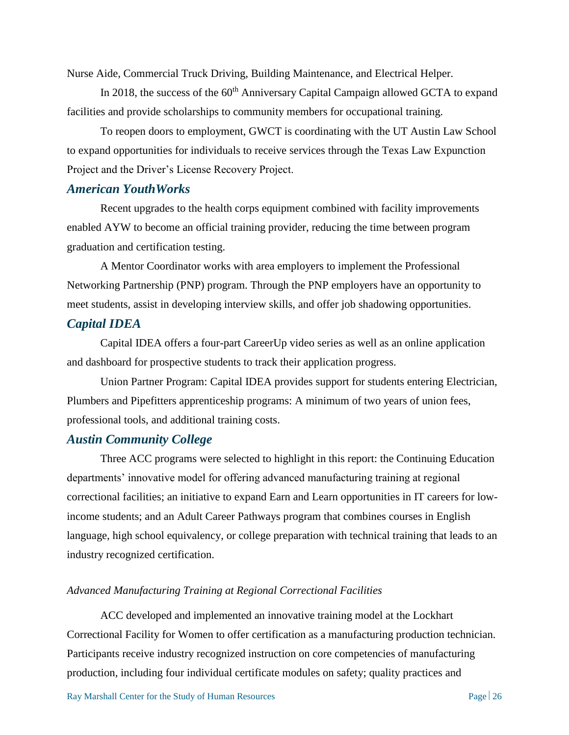Nurse Aide, Commercial Truck Driving, Building Maintenance, and Electrical Helper.

In 2018, the success of the 60th Anniversary Capital Campaign allowed GCTA to expand facilities and provide scholarships to community members for occupational training.

To reopen doors to employment, GWCT is coordinating with the UT Austin Law School to expand opportunities for individuals to receive services through the Texas Law Expunction Project and the Driver's License Recovery Project.

### *American YouthWorks*

Recent upgrades to the health corps equipment combined with facility improvements enabled AYW to become an official training provider, reducing the time between program graduation and certification testing.

A Mentor Coordinator works with area employers to implement the Professional Networking Partnership (PNP) program. Through the PNP employers have an opportunity to meet students, assist in developing interview skills, and offer job shadowing opportunities.

### *Capital IDEA*

Capital IDEA offers a four-part CareerUp video series as well as an online application and dashboard for prospective students to track their application progress.

Union Partner Program: Capital IDEA provides support for students entering Electrician, Plumbers and Pipefitters apprenticeship programs: A minimum of two years of union fees, professional tools, and additional training costs.

### *Austin Community College*

Three ACC programs were selected to highlight in this report: the Continuing Education departments' innovative model for offering advanced manufacturing training at regional correctional facilities; an initiative to expand Earn and Learn opportunities in IT careers for low-income students; and an Adult Career Pathways program that combines courses in English language, high school equivalency, or college preparation with technical training that leads to an industry recognized certification.

#### *Advanced Manufacturing Training at Regional Correctional Facilities*

ACC developed and implemented an innovative training model at the Lockhart Correctional Facility for Women to offer certification as a manufacturing production technician. Participants receive industry recognized instruction on core competencies of manufacturing production, including four individual certificate modules on safety; quality practices and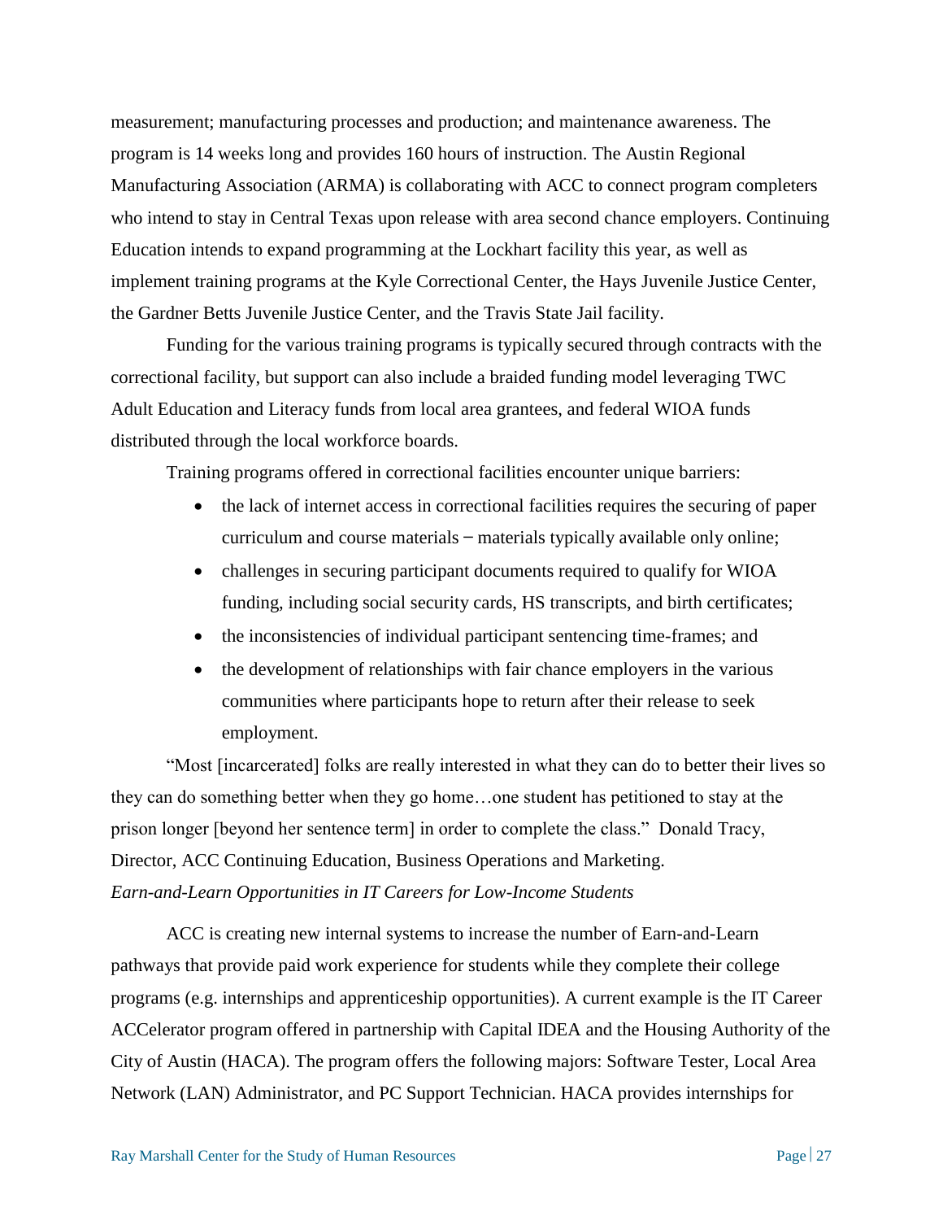measurement; manufacturing processes and production; and maintenance awareness. The program is 14 weeks long and provides 160 hours of instruction. The Austin Regional Manufacturing Association (ARMA) is collaborating with ACC to connect program completers who intend to stay in Central Texas upon release with area second chance employers. Continuing Education intends to expand programming at the Lockhart facility this year, as well as implement training programs at the Kyle Correctional Center, the Hays Juvenile Justice Center, the Gardner Betts Juvenile Justice Center, and the Travis State Jail facility.

Funding for the various training programs is typically secured through contracts with the correctional facility, but support can also include a braided funding model leveraging TWC Adult Education and Literacy funds from local area grantees, and federal WIOA funds distributed through the local workforce boards.

Training programs offered in correctional facilities encounter unique barriers:

- the lack of internet access in correctional facilities requires the securing of paper curriculum and course materials – materials typically available only online;
- challenges in securing participant documents required to qualify for WIOA funding, including social security cards, HS transcripts, and birth certificates;
- the inconsistencies of individual participant sentencing time-frames; and
- the development of relationships with fair chance employers in the various communities where participants hope to return after their release to seek employment.

"Most [incarcerated] folks are really interested in what they can do to better their lives so they can do something better when they go home…one student has petitioned to stay at the prison longer [beyond her sentence term] in order to complete the class." Donald Tracy, Director, ACC Continuing Education, Business Operations and Marketing.

*Earn-and-Learn Opportunities in IT Careers for Low-Income Students*

ACC is creating new internal systems to increase the number of Earn-and-Learn pathways that provide paid work experience for students while they complete their college programs (e.g. internships and apprenticeship opportunities). A current example is the IT Career ACCelerator program offered in partnership with Capital IDEA and the Housing Authority of the City of Austin (HACA). The program offers the following majors: Software Tester, Local Area Network (LAN) Administrator, and PC Support Technician. HACA provides internships for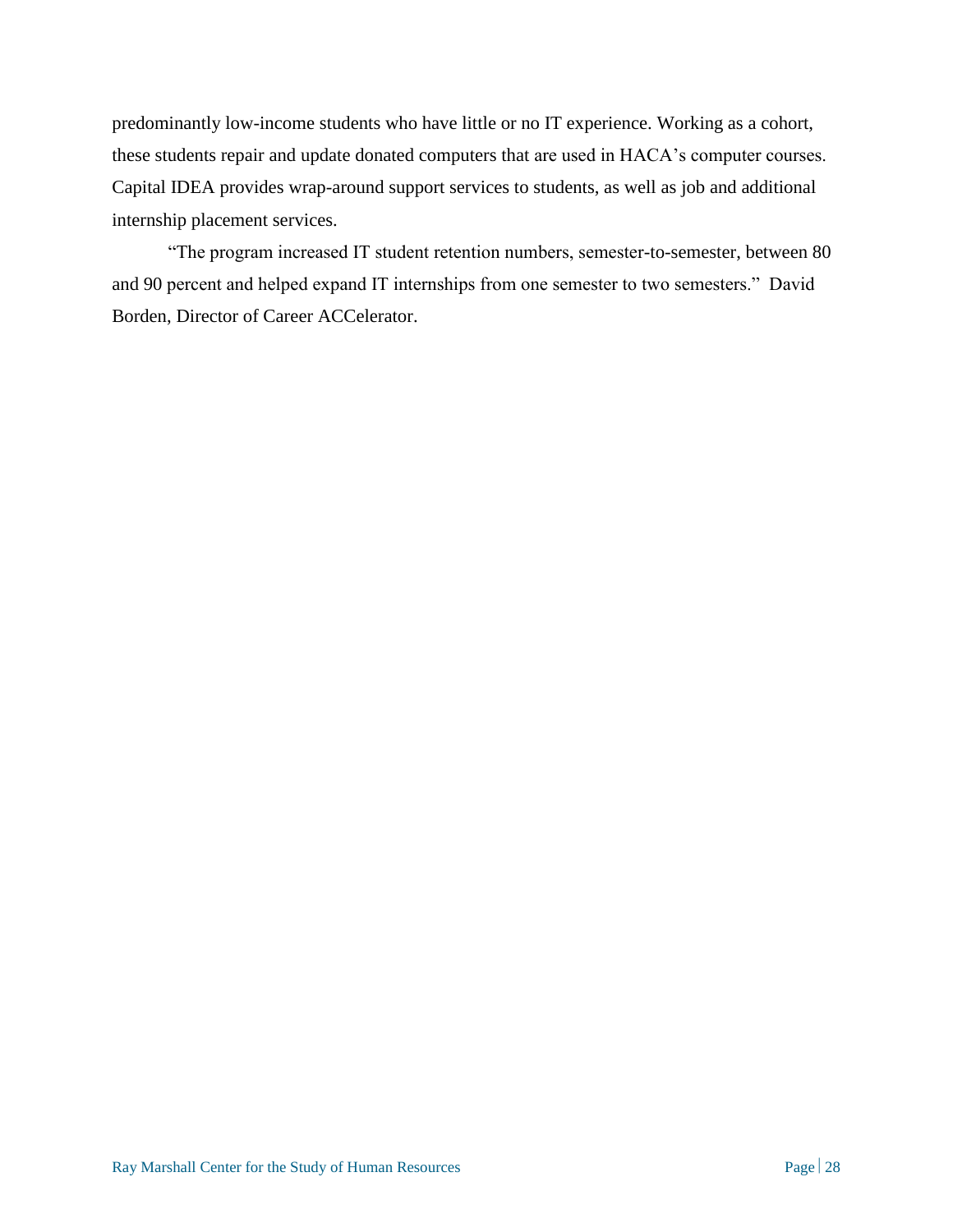predominantly low-income students who have little or no IT experience. Working as a cohort, these students repair and update donated computers that are used in HACA's computer courses. Capital IDEA provides wrap-around support services to students, as well as job and additional internship placement services.

"The program increased IT student retention numbers, semester-to-semester, between 80 and 90 percent and helped expand IT internships from one semester to two semesters." David Borden, Director of Career ACCelerator.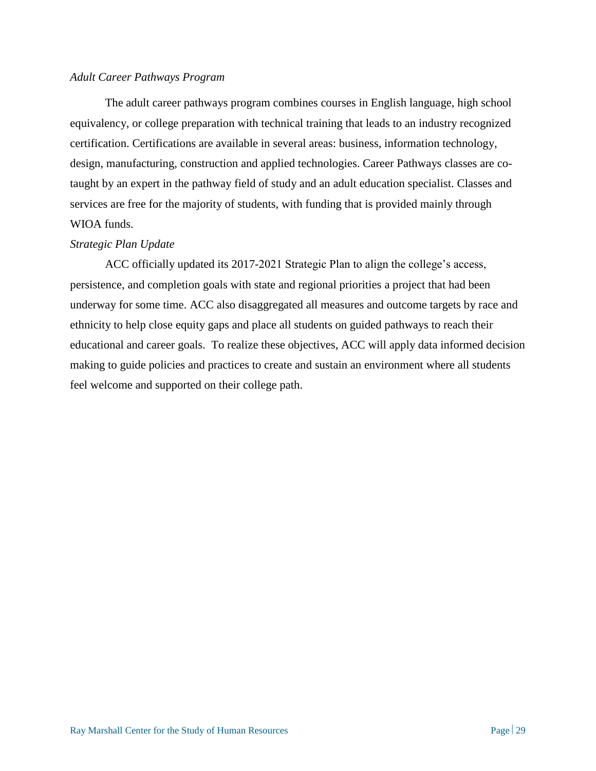*Adult Career Pathways Program*

The adult career pathways program combines courses in English language, high school equivalency, or college preparation with technical training that leads to an industry recognized certification. Certifications are available in several areas: business, information technology, design, manufacturing, construction and applied technologies. Career Pathways classes are co-taught by an expert in the pathway field of study and an adult education specialist. Classes and services are free for the majority of students, with funding that is provided mainly through WIOA funds.

*Strategic Plan Update*

ACC officially updated its 2017-2021 Strategic Plan to align the college's access, persistence, and completion goals with state and regional priorities a project that had been underway for some time. ACC also disaggregated all measures and outcome targets by race and ethnicity to help close equity gaps and place all students on guided pathways to reach their educational and career goals. To realize these objectives, ACC will apply data informed decision making to guide policies and practices to create and sustain an environment where all students feel welcome and supported on their college path.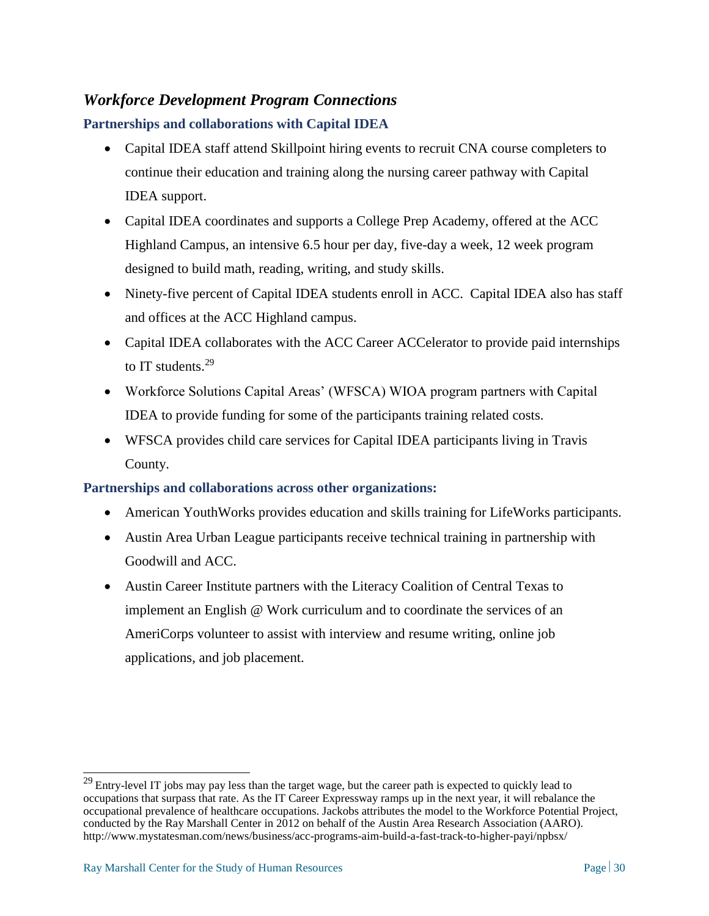## *Workforce Development Program Connections*

### Partnerships and collaborations with Capital IDEA

- Capital IDEA staff attend Skillpoint hiring events to recruit CNA course completers to continue their education and training along the nursing career pathway with Capital IDEA support.
- Capital IDEA coordinates and supports a College Prep Academy, offered at the ACC Highland Campus, an intensive 6.5 hour per day, five-day a week, 12 week program designed to build math, reading, writing, and study skills.
- Ninety-five percent of Capital IDEA students enroll in ACC. Capital IDEA also has staff and offices at the ACC Highland campus.
- Capital IDEA collaborates with the ACC Career ACCelerator to provide paid internships to IT students.[29]
- Workforce Solutions Capital Areas' (WFSCA) WIOA program partners with Capital IDEA to provide funding for some of the participants training related costs.
- WFSCA provides child care services for Capital IDEA participants living in Travis County.

### Partnerships and collaborations across other organizations:

- American YouthWorks provides education and skills training for LifeWorks participants.
- Austin Area Urban League participants receive technical training in partnership with Goodwill and ACC.
- Austin Career Institute partners with the Literacy Coalition of Central Texas to implement an English @ Work curriculum and to coordinate the services of an AmeriCorps volunteer to assist with interview and resume writing, online job applications, and job placement.

---

[29] Entry-level IT jobs may pay less than the target wage, but the career path is expected to quickly lead to occupations that surpass that rate. As the IT Career Expressway ramps up in the next year, it will rebalance the occupational prevalence of healthcare occupations. Jackobs attributes the model to the Workforce Potential Project, conducted by the Ray Marshall Center in 2012 on behalf of the Austin Area Research Association (AARO). http://www.mystatesman.com/news/business/acc-programs-aim-build-a-fast-track-to-higher-payi/npbsx/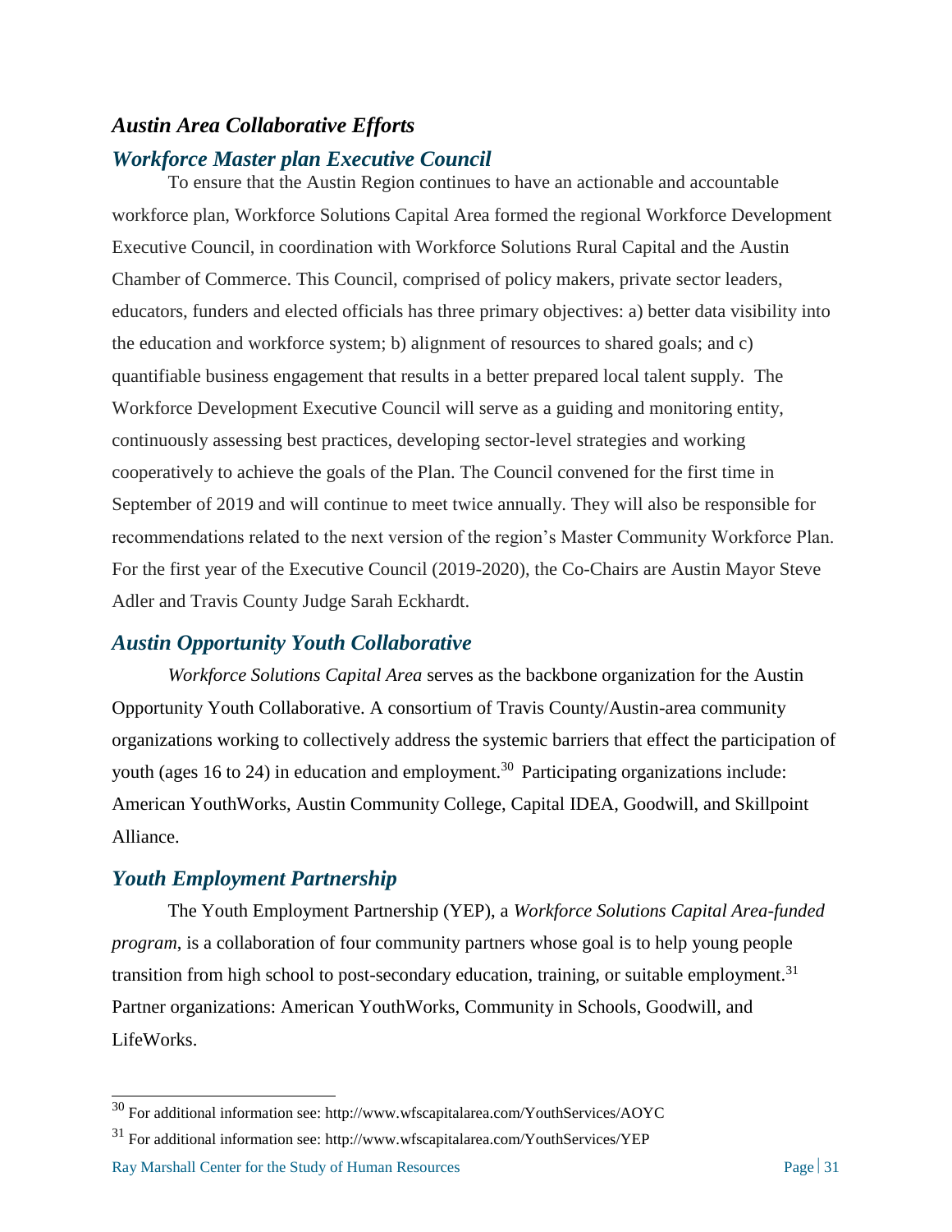## *Austin Area Collaborative Efforts*

### *Workforce Master plan Executive Council*

To ensure that the Austin Region continues to have an actionable and accountable workforce plan, Workforce Solutions Capital Area formed the regional Workforce Development Executive Council, in coordination with Workforce Solutions Rural Capital and the Austin Chamber of Commerce. This Council, comprised of policy makers, private sector leaders, educators, funders and elected officials has three primary objectives: a) better data visibility into the education and workforce system; b) alignment of resources to shared goals; and c) quantifiable business engagement that results in a better prepared local talent supply. The Workforce Development Executive Council will serve as a guiding and monitoring entity, continuously assessing best practices, developing sector-level strategies and working cooperatively to achieve the goals of the Plan. The Council convened for the first time in September of 2019 and will continue to meet twice annually. They will also be responsible for recommendations related to the next version of the region's Master Community Workforce Plan. For the first year of the Executive Council (2019-2020), the Co-Chairs are Austin Mayor Steve Adler and Travis County Judge Sarah Eckhardt.

### *Austin Opportunity Youth Collaborative*

*Workforce Solutions Capital Area* serves as the backbone organization for the Austin Opportunity Youth Collaborative. A consortium of Travis County/Austin-area community organizations working to collectively address the systemic barriers that effect the participation of youth (ages 16 to 24) in education and employment.[30] Participating organizations include: American YouthWorks, Austin Community College, Capital IDEA, Goodwill, and Skillpoint Alliance.

### *Youth Employment Partnership*

The Youth Employment Partnership (YEP), a *Workforce Solutions Capital Area-funded program*, is a collaboration of four community partners whose goal is to help young people transition from high school to post-secondary education, training, or suitable employment.[31] Partner organizations: American YouthWorks, Community in Schools, Goodwill, and LifeWorks.

---

[30] For additional information see: http://www.wfscapitalarea.com/YouthServices/AOYC

[31] For additional information see: http://www.wfscapitalarea.com/YouthServices/YEP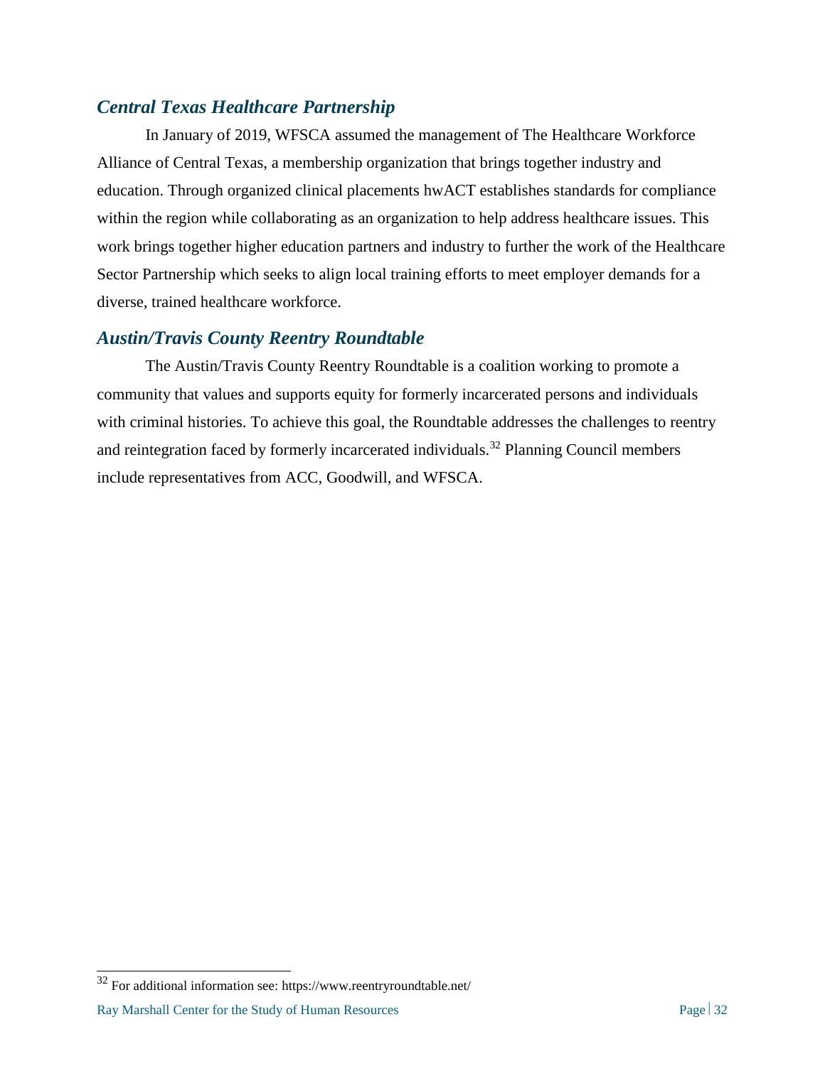### *Central Texas Healthcare Partnership*

In January of 2019, WFSCA assumed the management of The Healthcare Workforce Alliance of Central Texas, a membership organization that brings together industry and education. Through organized clinical placements hwACT establishes standards for compliance within the region while collaborating as an organization to help address healthcare issues. This work brings together higher education partners and industry to further the work of the Healthcare Sector Partnership which seeks to align local training efforts to meet employer demands for a diverse, trained healthcare workforce.

### *Austin/Travis County Reentry Roundtable*

The Austin/Travis County Reentry Roundtable is a coalition working to promote a community that values and supports equity for formerly incarcerated persons and individuals with criminal histories. To achieve this goal, the Roundtable addresses the challenges to reentry and reintegration faced by formerly incarcerated individuals.[32] Planning Council members include representatives from ACC, Goodwill, and WFSCA.

[32] For additional information see: https://www.reentryroundtable.net/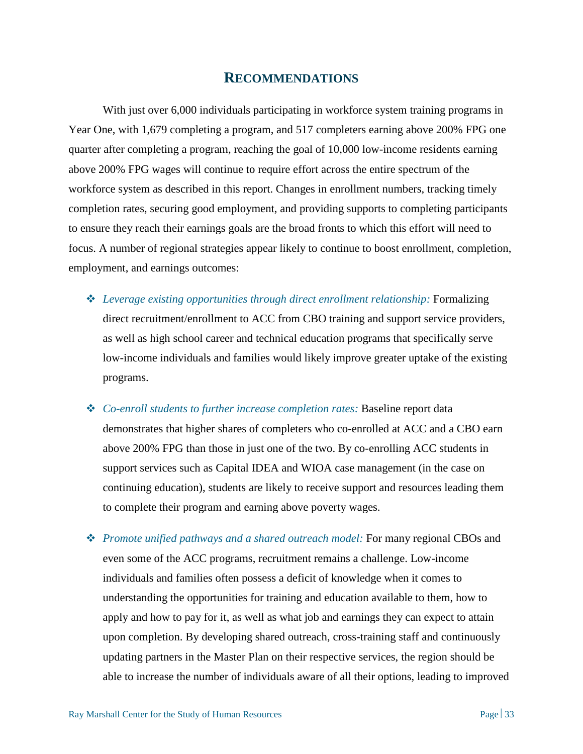## RECOMMENDATIONS

With just over 6,000 individuals participating in workforce system training programs in Year One, with 1,679 completing a program, and 517 completers earning above 200% FPG one quarter after completing a program, reaching the goal of 10,000 low-income residents earning above 200% FPG wages will continue to require effort across the entire spectrum of the workforce system as described in this report. Changes in enrollment numbers, tracking timely completion rates, securing good employment, and providing supports to completing participants to ensure they reach their earnings goals are the broad fronts to which this effort will need to focus. A number of regional strategies appear likely to continue to boost enrollment, completion, employment, and earnings outcomes:

- *Leverage existing opportunities through direct enrollment relationship:* Formalizing direct recruitment/enrollment to ACC from CBO training and support service providers, as well as high school career and technical education programs that specifically serve low-income individuals and families would likely improve greater uptake of the existing programs.
- *Co-enroll students to further increase completion rates:* Baseline report data demonstrates that higher shares of completers who co-enrolled at ACC and a CBO earn above 200% FPG than those in just one of the two. By co-enrolling ACC students in support services such as Capital IDEA and WIOA case management (in the case on continuing education), students are likely to receive support and resources leading them to complete their program and earning above poverty wages.
- *Promote unified pathways and a shared outreach model:* For many regional CBOs and even some of the ACC programs, recruitment remains a challenge. Low-income individuals and families often possess a deficit of knowledge when it comes to understanding the opportunities for training and education available to them, how to apply and how to pay for it, as well as what job and earnings they can expect to attain upon completion. By developing shared outreach, cross-training staff and continuously updating partners in the Master Plan on their respective services, the region should be able to increase the number of individuals aware of all their options, leading to improved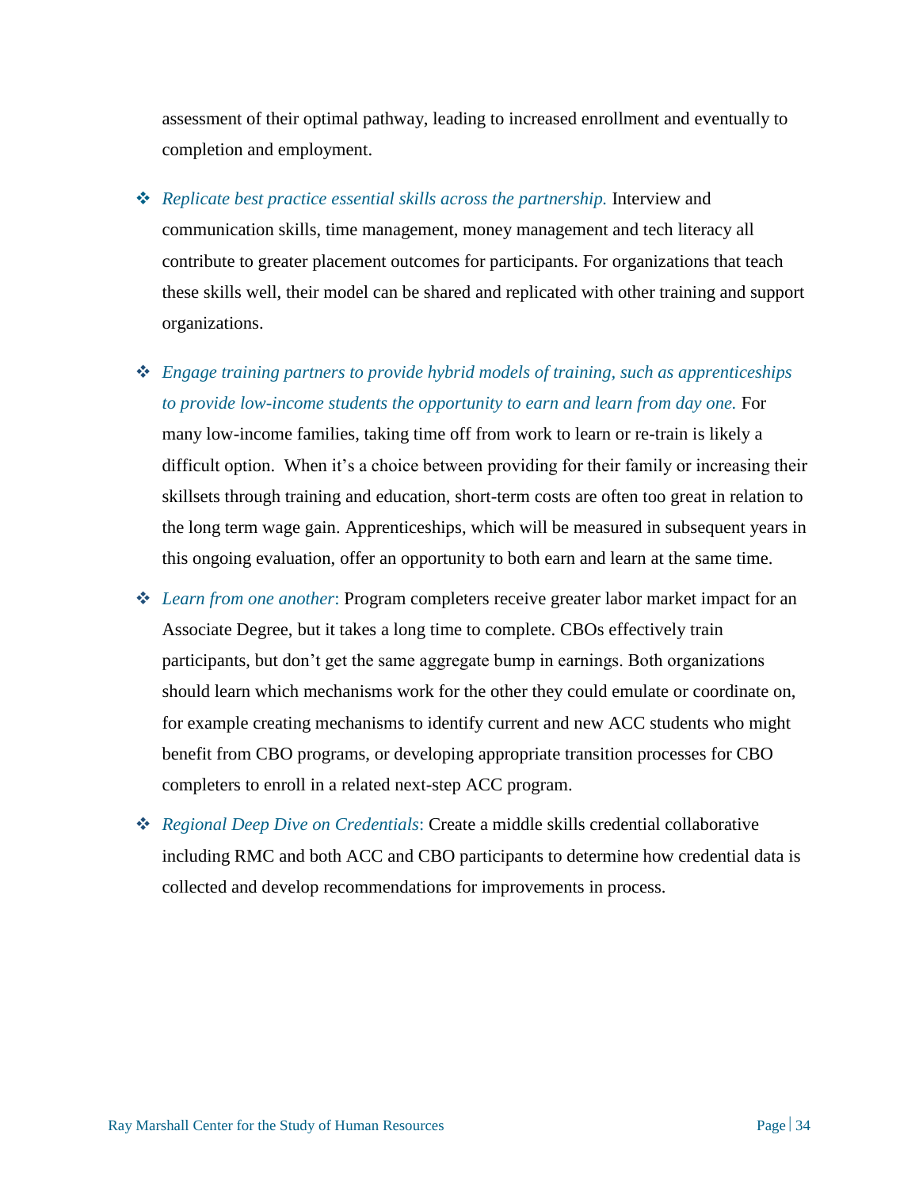assessment of their optimal pathway, leading to increased enrollment and eventually to completion and employment.

- *Replicate best practice essential skills across the partnership.* Interview and communication skills, time management, money management and tech literacy all contribute to greater placement outcomes for participants. For organizations that teach these skills well, their model can be shared and replicated with other training and support organizations.

- *Engage training partners to provide hybrid models of training, such as apprenticeships to provide low-income students the opportunity to earn and learn from day one.* For many low-income families, taking time off from work to learn or re-train is likely a difficult option. When it's a choice between providing for their family or increasing their skillsets through training and education, short-term costs are often too great in relation to the long term wage gain. Apprenticeships, which will be measured in subsequent years in this ongoing evaluation, offer an opportunity to both earn and learn at the same time.

- *Learn from one another*: Program completers receive greater labor market impact for an Associate Degree, but it takes a long time to complete. CBOs effectively train participants, but don't get the same aggregate bump in earnings. Both organizations should learn which mechanisms work for the other they could emulate or coordinate on, for example creating mechanisms to identify current and new ACC students who might benefit from CBO programs, or developing appropriate transition processes for CBO completers to enroll in a related next-step ACC program.

- *Regional Deep Dive on Credentials*: Create a middle skills credential collaborative including RMC and both ACC and CBO participants to determine how credential data is collected and develop recommendations for improvements in process.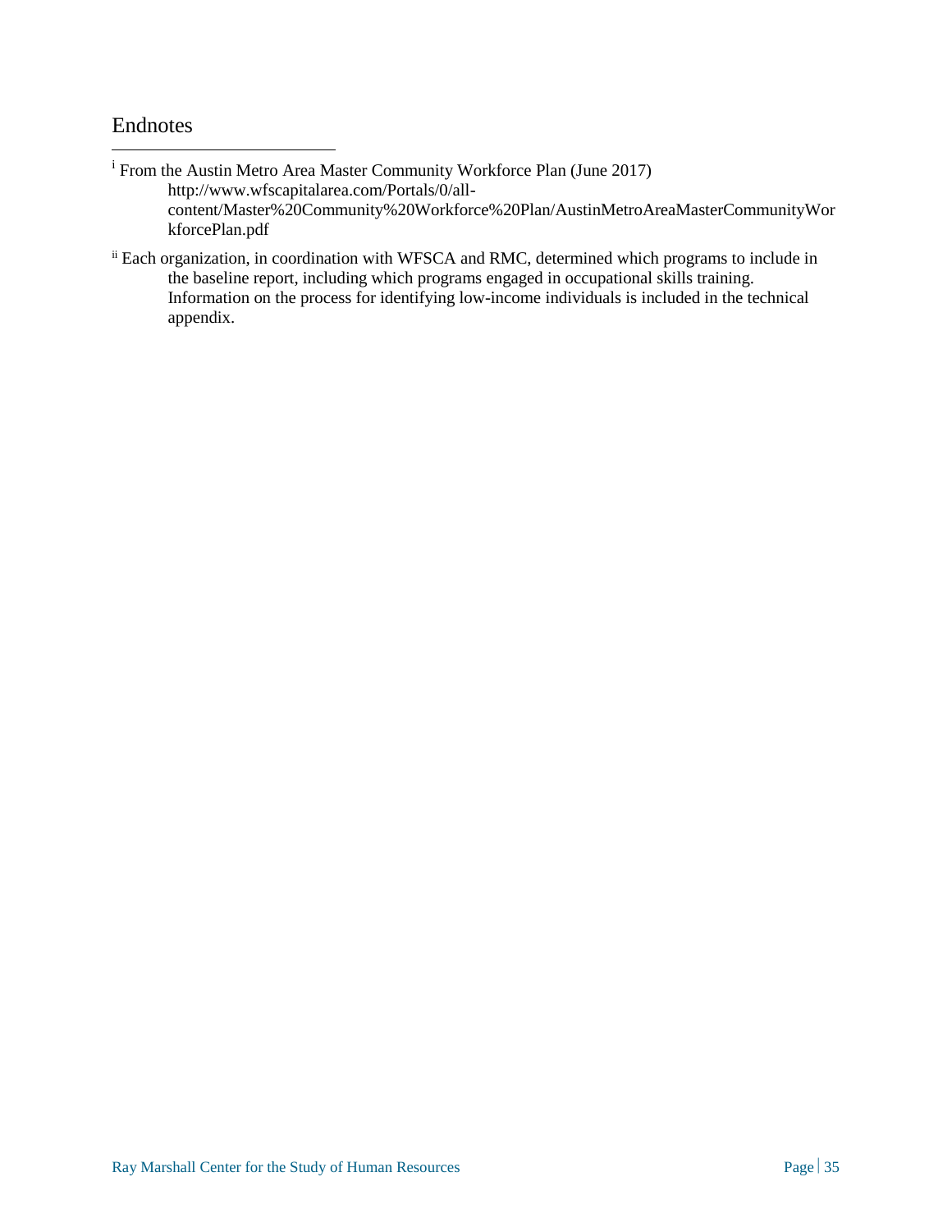## Endnotes

[i] From the Austin Metro Area Master Community Workforce Plan (June 2017) http://www.wfscapitalarea.com/Portals/0/all-content/Master%20Community%20Workforce%20Plan/AustinMetroAreaMasterCommunityWorkforcePlan.pdf

[ii] Each organization, in coordination with WFSCA and RMC, determined which programs to include in the baseline report, including which programs engaged in occupational skills training. Information on the process for identifying low-income individuals is included in the technical appendix.